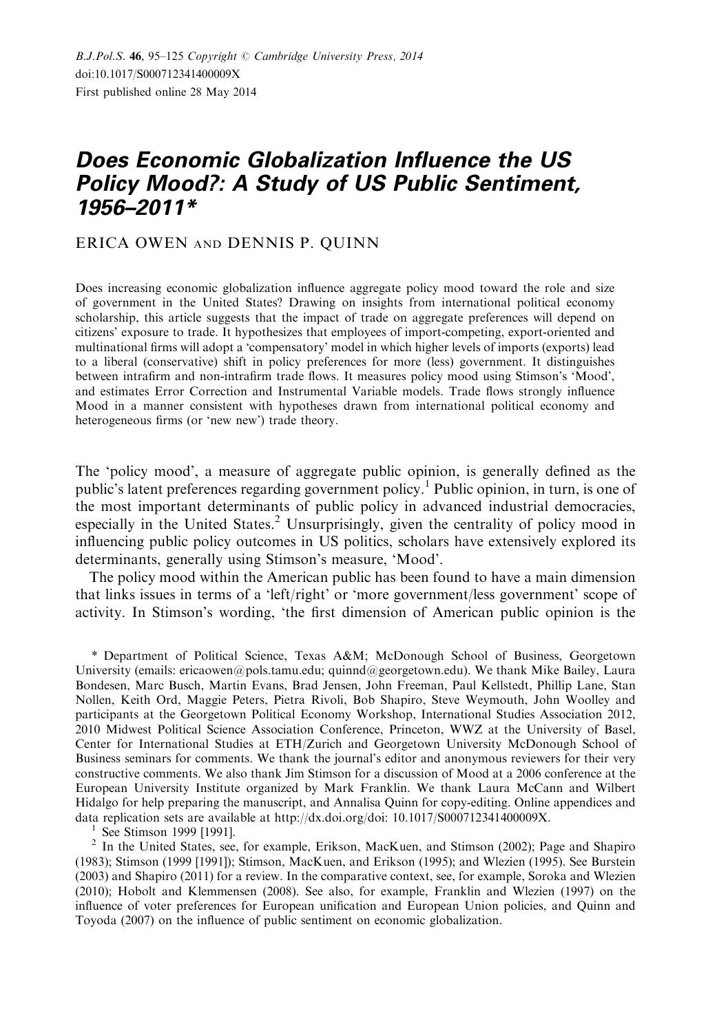# *Does Economic Globalization Influence the US Policy Mood?: A Study of US Public Sentiment, 1956–2011*\*

ERICA OWEN AND DENNIS P. QUINN

Does increasing economic globalization influence aggregate policy mood toward the role and size of government in the United States? Drawing on insights from international political economy scholarship, this article suggests that the impact of trade on aggregate preferences will depend on citizens' exposure to trade. It hypothesizes that employees of import-competing, export-oriented and multinational firms will adopt a 'compensatory' model in which higher levels of imports (exports) lead to a liberal (conservative) shift in policy preferences for more (less) government. It distinguishes between intrafirm and non-intrafirm trade flows. It measures policy mood using Stimson's 'Mood', and estimates Error Correction and Instrumental Variable models. Trade flows strongly influence Mood in a manner consistent with hypotheses drawn from international political economy and heterogeneous firms (or 'new new') trade theory.

The 'policy mood', a measure of aggregate public opinion, is generally defined as the public's latent preferences regarding government policy.[1] Public opinion, in turn, is one of the most important determinants of public policy in advanced industrial democracies, especially in the United States.[2] Unsurprisingly, given the centrality of policy mood in influencing public policy outcomes in US politics, scholars have extensively explored its determinants, generally using Stimson's measure, 'Mood'.

The policy mood within the American public has been found to have a main dimension that links issues in terms of a 'left/right' or 'more government/less government' scope of activity. In Stimson's wording, 'the first dimension of American public opinion is the

\* Department of Political Science, Texas A&M; McDonough School of Business, Georgetown University (emails: ericaowen@pols.tamu.edu; quinnd@georgetown.edu). We thank Mike Bailey, Laura Bondesen, Marc Busch, Martin Evans, Brad Jensen, John Freeman, Paul Kellstedt, Phillip Lane, Stan Nollen, Keith Ord, Maggie Peters, Pietra Rivoli, Bob Shapiro, Steve Weymouth, John Woolley and participants at the Georgetown Political Economy Workshop, International Studies Association 2012, 2010 Midwest Political Science Association Conference, Princeton, WWZ at the University of Basel, Center for International Studies at ETH/Zurich and Georgetown University McDonough School of Business seminars for comments. We thank the journal's editor and anonymous reviewers for their very constructive comments. We also thank Jim Stimson for a discussion of Mood at a 2006 conference at the European University Institute organized by Mark Franklin. We thank Laura McCann and Wilbert Hidalgo for help preparing the manuscript, and Annalisa Quinn for copy-editing. Online appendices and data replication sets are available at http://dx.doi.org/doi: 10.1017/S000712341400009X.

[1] See Stimson 1999 [1991].

[2] In the United States, see, for example, Erikson, MacKuen, and Stimson (2002); Page and Shapiro (1983); Stimson (1999 [1991]); Stimson, MacKuen, and Erikson (1995); and Wlezien (1995). See Burstein (2003) and Shapiro (2011) for a review. In the comparative context, see, for example, Soroka and Wlezien (2010); Hobolt and Klemmensen (2008). See also, for example, Franklin and Wlezien (1997) on the influence of voter preferences for European unification and European Union policies, and Quinn and Toyoda (2007) on the influence of public sentiment on economic globalization.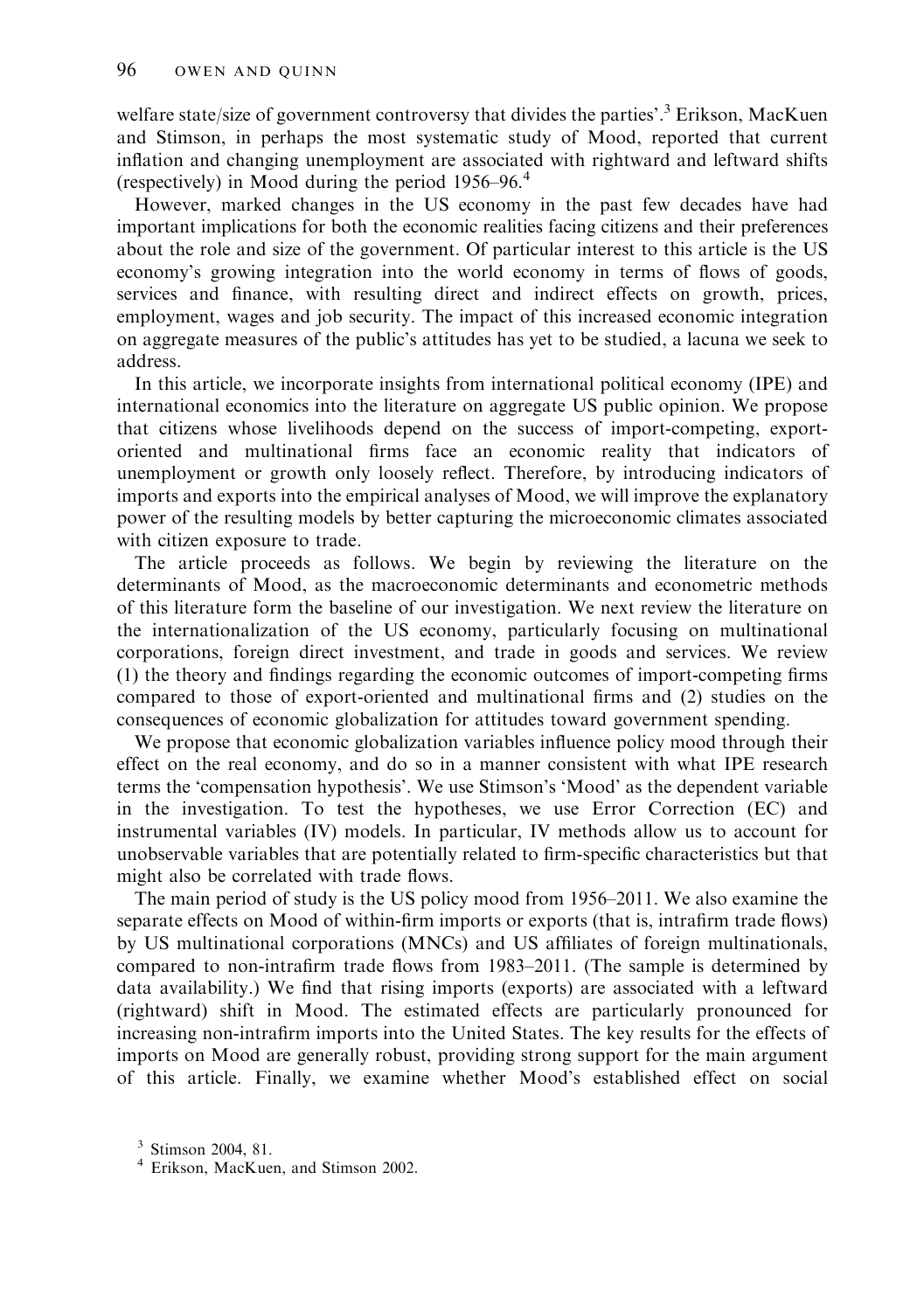welfare state/size of government controversy that divides the parties'.[3] Erikson, MacKuen and Stimson, in perhaps the most systematic study of Mood, reported that current inflation and changing unemployment are associated with rightward and leftward shifts (respectively) in Mood during the period 1956–96.[4]

However, marked changes in the US economy in the past few decades have had important implications for both the economic realities facing citizens and their preferences about the role and size of the government. Of particular interest to this article is the US economy's growing integration into the world economy in terms of flows of goods, services and finance, with resulting direct and indirect effects on growth, prices, employment, wages and job security. The impact of this increased economic integration on aggregate measures of the public's attitudes has yet to be studied, a lacuna we seek to address.

In this article, we incorporate insights from international political economy (IPE) and international economics into the literature on aggregate US public opinion. We propose that citizens whose livelihoods depend on the success of import-competing, export-oriented and multinational firms face an economic reality that indicators of unemployment or growth only loosely reflect. Therefore, by introducing indicators of imports and exports into the empirical analyses of Mood, we will improve the explanatory power of the resulting models by better capturing the microeconomic climates associated with citizen exposure to trade.

The article proceeds as follows. We begin by reviewing the literature on the determinants of Mood, as the macroeconomic determinants and econometric methods of this literature form the baseline of our investigation. We next review the literature on the internationalization of the US economy, particularly focusing on multinational corporations, foreign direct investment, and trade in goods and services. We review (1) the theory and findings regarding the economic outcomes of import-competing firms compared to those of export-oriented and multinational firms and (2) studies on the consequences of economic globalization for attitudes toward government spending.

We propose that economic globalization variables influence policy mood through their effect on the real economy, and do so in a manner consistent with what IPE research terms the 'compensation hypothesis'. We use Stimson's 'Mood' as the dependent variable in the investigation. To test the hypotheses, we use Error Correction (EC) and instrumental variables (IV) models. In particular, IV methods allow us to account for unobservable variables that are potentially related to firm-specific characteristics but that might also be correlated with trade flows.

The main period of study is the US policy mood from 1956–2011. We also examine the separate effects on Mood of within-firm imports or exports (that is, intrafirm trade flows) by US multinational corporations (MNCs) and US affiliates of foreign multinationals, compared to non-intrafirm trade flows from 1983–2011. (The sample is determined by data availability.) We find that rising imports (exports) are associated with a leftward (rightward) shift in Mood. The estimated effects are particularly pronounced for increasing non-intrafirm imports into the United States. The key results for the effects of imports on Mood are generally robust, providing strong support for the main argument of this article. Finally, we examine whether Mood's established effect on social

[3] Stimson 2004, 81.

[4] Erikson, MacKuen, and Stimson 2002.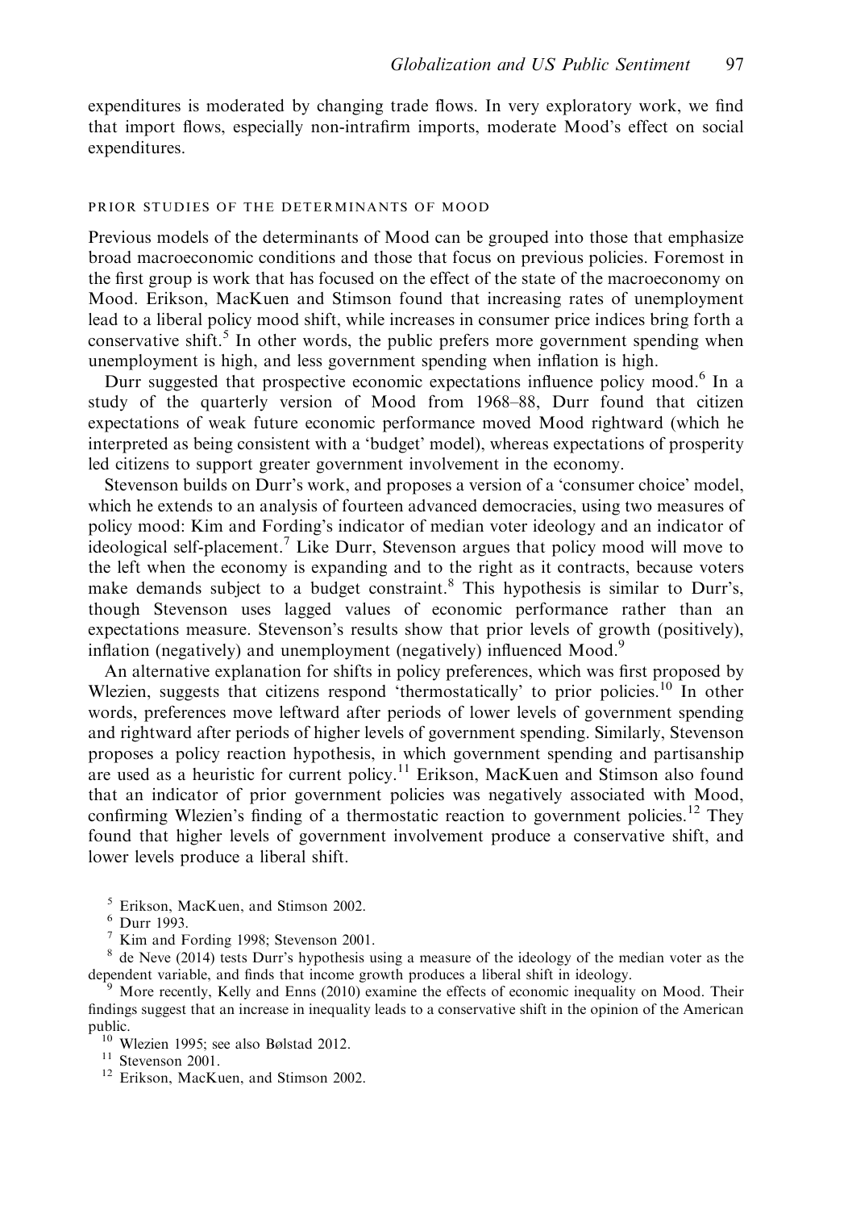expenditures is moderated by changing trade flows. In very exploratory work, we find that import flows, especially non-intrafirm imports, moderate Mood's effect on social expenditures.

## PRIOR STUDIES OF THE DETERMINANTS OF MOOD

Previous models of the determinants of Mood can be grouped into those that emphasize broad macroeconomic conditions and those that focus on previous policies. Foremost in the first group is work that has focused on the effect of the state of the macroeconomy on Mood. Erikson, MacKuen and Stimson found that increasing rates of unemployment lead to a liberal policy mood shift, while increases in consumer price indices bring forth a conservative shift.[5] In other words, the public prefers more government spending when unemployment is high, and less government spending when inflation is high.

Durr suggested that prospective economic expectations influence policy mood.[6] In a study of the quarterly version of Mood from 1968–88, Durr found that citizen expectations of weak future economic performance moved Mood rightward (which he interpreted as being consistent with a 'budget' model), whereas expectations of prosperity led citizens to support greater government involvement in the economy.

Stevenson builds on Durr's work, and proposes a version of a 'consumer choice' model, which he extends to an analysis of fourteen advanced democracies, using two measures of policy mood: Kim and Fording's indicator of median voter ideology and an indicator of ideological self-placement.[7] Like Durr, Stevenson argues that policy mood will move to the left when the economy is expanding and to the right as it contracts, because voters make demands subject to a budget constraint.[8] This hypothesis is similar to Durr's, though Stevenson uses lagged values of economic performance rather than an expectations measure. Stevenson's results show that prior levels of growth (positively), inflation (negatively) and unemployment (negatively) influenced Mood.[9]

An alternative explanation for shifts in policy preferences, which was first proposed by Wlezien, suggests that citizens respond 'thermostatically' to prior policies.[10] In other words, preferences move leftward after periods of lower levels of government spending and rightward after periods of higher levels of government spending. Similarly, Stevenson proposes a policy reaction hypothesis, in which government spending and partisanship are used as a heuristic for current policy.[11] Erikson, MacKuen and Stimson also found that an indicator of prior government policies was negatively associated with Mood, confirming Wlezien's finding of a thermostatic reaction to government policies.[12] They found that higher levels of government involvement produce a conservative shift, and lower levels produce a liberal shift.

[5] Erikson, MacKuen, and Stimson 2002.

[6] Durr 1993.

[7] Kim and Fording 1998; Stevenson 2001.

[8] de Neve (2014) tests Durr's hypothesis using a measure of the ideology of the median voter as the dependent variable, and finds that income growth produces a liberal shift in ideology.

[9] More recently, Kelly and Enns (2010) examine the effects of economic inequality on Mood. Their findings suggest that an increase in inequality leads to a conservative shift in the opinion of the American public.

[10] Wlezien 1995; see also Bølstad 2012.

[11] Stevenson 2001.

[12] Erikson, MacKuen, and Stimson 2002.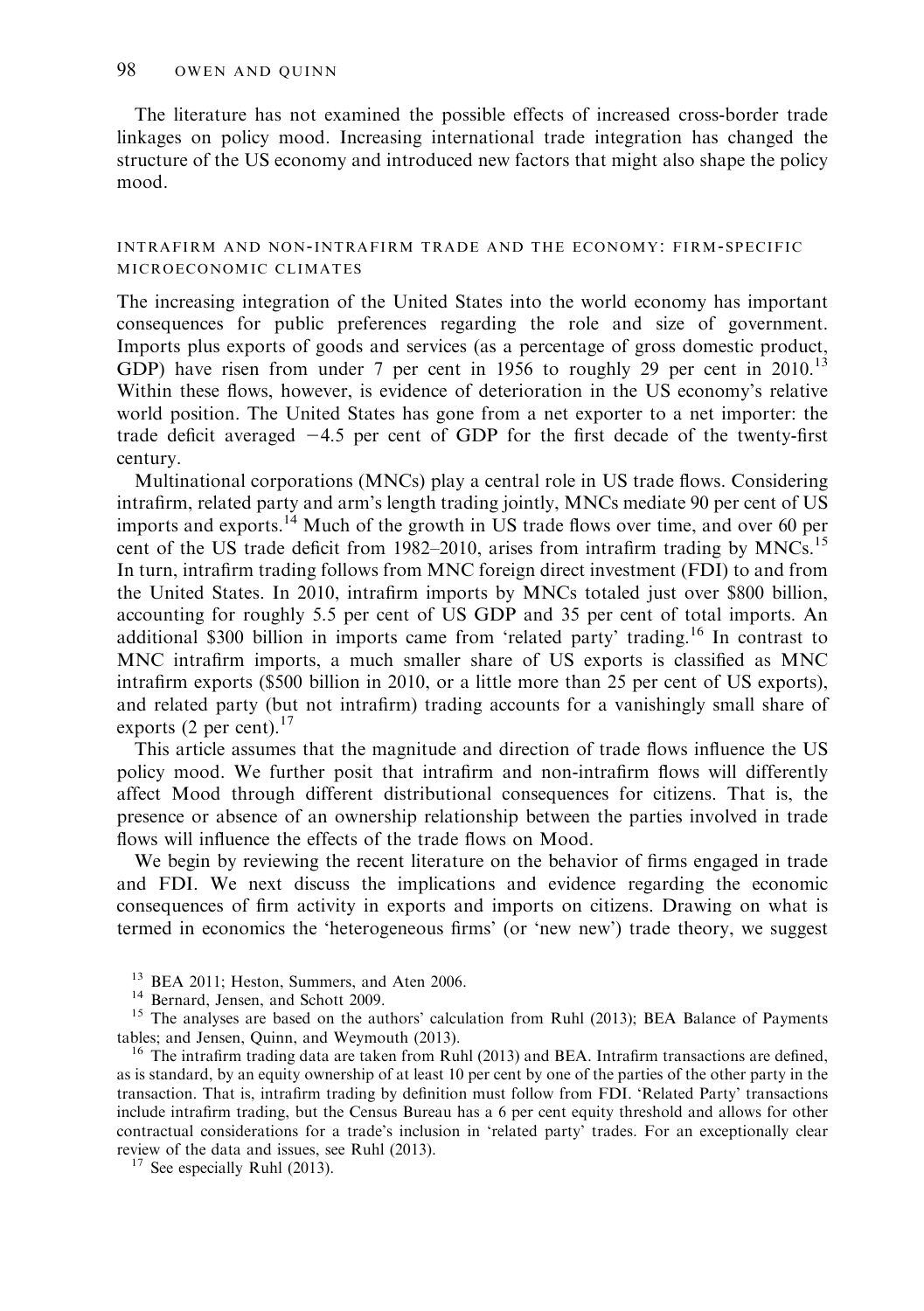The literature has not examined the possible effects of increased cross-border trade linkages on policy mood. Increasing international trade integration has changed the structure of the US economy and introduced new factors that might also shape the policy mood.

### INTRAFIRM AND NON-INTRAFIRM TRADE AND THE ECONOMY: FIRM-SPECIFIC MICROECONOMIC CLIMATES

The increasing integration of the United States into the world economy has important consequences for public preferences regarding the role and size of government. Imports plus exports of goods and services (as a percentage of gross domestic product, GDP) have risen from under 7 per cent in 1956 to roughly 29 per cent in 2010.[13] Within these flows, however, is evidence of deterioration in the US economy's relative world position. The United States has gone from a net exporter to a net importer: the trade deficit averaged −4.5 per cent of GDP for the first decade of the twenty-first century.

Multinational corporations (MNCs) play a central role in US trade flows. Considering intrafirm, related party and arm's length trading jointly, MNCs mediate 90 per cent of US imports and exports.[14] Much of the growth in US trade flows over time, and over 60 per cent of the US trade deficit from 1982–2010, arises from intrafirm trading by MNCs.[15] In turn, intrafirm trading follows from MNC foreign direct investment (FDI) to and from the United States. In 2010, intrafirm imports by MNCs totaled just over \$800 billion, accounting for roughly 5.5 per cent of US GDP and 35 per cent of total imports. An additional \$300 billion in imports came from 'related party' trading.[16] In contrast to MNC intrafirm imports, a much smaller share of US exports is classified as MNC intrafirm exports (\$500 billion in 2010, or a little more than 25 per cent of US exports), and related party (but not intrafirm) trading accounts for a vanishingly small share of exports (2 per cent).[17]

This article assumes that the magnitude and direction of trade flows influence the US policy mood. We further posit that intrafirm and non-intrafirm flows will differently affect Mood through different distributional consequences for citizens. That is, the presence or absence of an ownership relationship between the parties involved in trade flows will influence the effects of the trade flows on Mood.

We begin by reviewing the recent literature on the behavior of firms engaged in trade and FDI. We next discuss the implications and evidence regarding the economic consequences of firm activity in exports and imports on citizens. Drawing on what is termed in economics the 'heterogeneous firms' (or 'new new') trade theory, we suggest

[13] BEA 2011; Heston, Summers, and Aten 2006.

[14] Bernard, Jensen, and Schott 2009.

[15] The analyses are based on the authors' calculation from Ruhl (2013); BEA Balance of Payments tables; and Jensen, Quinn, and Weymouth (2013).

[16] The intrafirm trading data are taken from Ruhl (2013) and BEA. Intrafirm transactions are defined, as is standard, by an equity ownership of at least 10 per cent by one of the parties of the other party in the transaction. That is, intrafirm trading by definition must follow from FDI. 'Related Party' transactions include intrafirm trading, but the Census Bureau has a 6 per cent equity threshold and allows for other contractual considerations for a trade's inclusion in 'related party' trades. For an exceptionally clear review of the data and issues, see Ruhl (2013).

[17] See especially Ruhl (2013).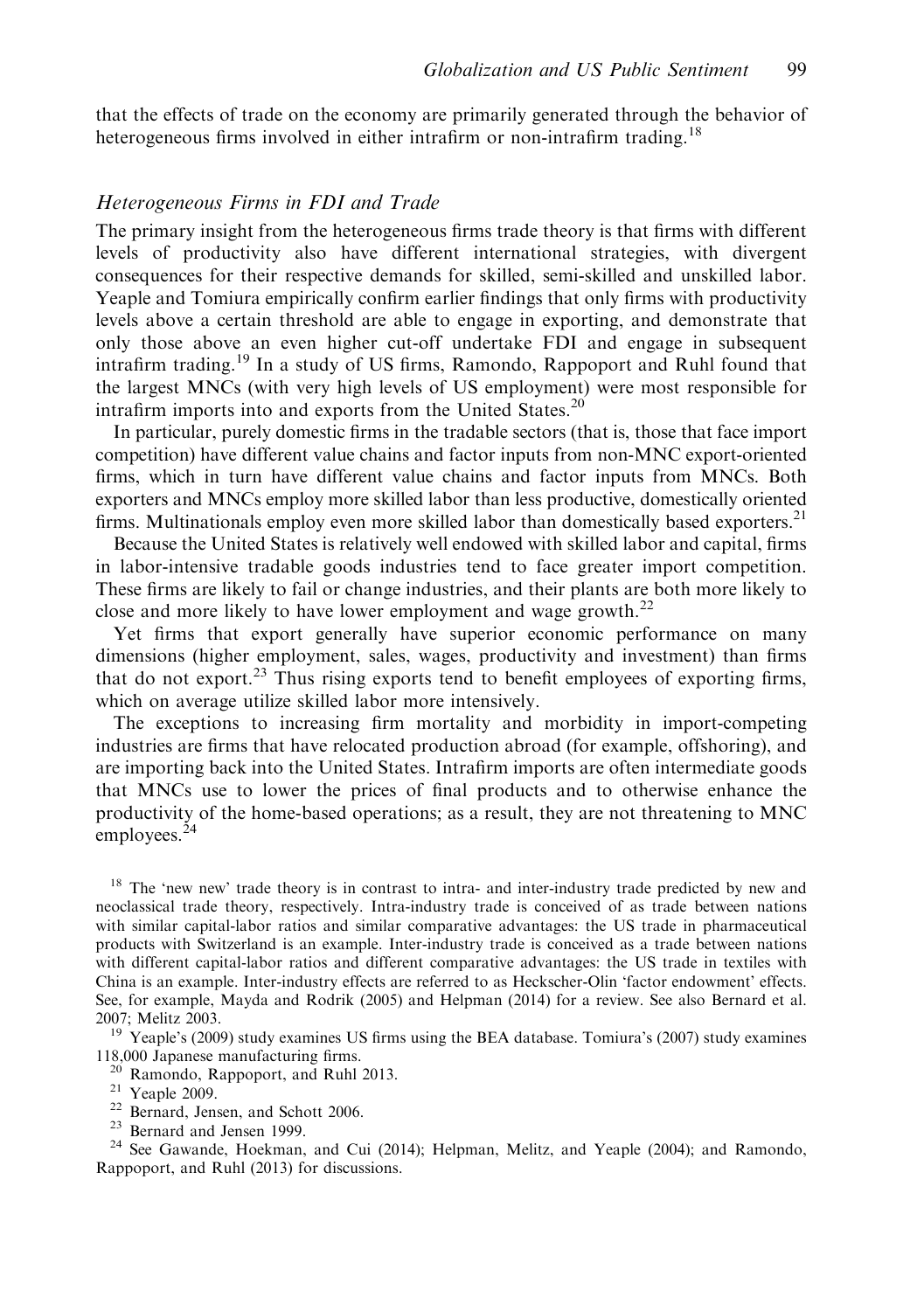that the effects of trade on the economy are primarily generated through the behavior of heterogeneous firms involved in either intrafirm or non-intrafirm trading.[18]

### *Heterogeneous Firms in FDI and Trade*

The primary insight from the heterogeneous firms trade theory is that firms with different levels of productivity also have different international strategies, with divergent consequences for their respective demands for skilled, semi-skilled and unskilled labor. Yeaple and Tomiura empirically confirm earlier findings that only firms with productivity levels above a certain threshold are able to engage in exporting, and demonstrate that only those above an even higher cut-off undertake FDI and engage in subsequent intrafirm trading.[19] In a study of US firms, Ramondo, Rappoport and Ruhl found that the largest MNCs (with very high levels of US employment) were most responsible for intrafirm imports into and exports from the United States.[20]

In particular, purely domestic firms in the tradable sectors (that is, those that face import competition) have different value chains and factor inputs from non-MNC export-oriented firms, which in turn have different value chains and factor inputs from MNCs. Both exporters and MNCs employ more skilled labor than less productive, domestically oriented firms. Multinationals employ even more skilled labor than domestically based exporters.[21]

Because the United States is relatively well endowed with skilled labor and capital, firms in labor-intensive tradable goods industries tend to face greater import competition. These firms are likely to fail or change industries, and their plants are both more likely to close and more likely to have lower employment and wage growth.[22]

Yet firms that export generally have superior economic performance on many dimensions (higher employment, sales, wages, productivity and investment) than firms that do not export.[23] Thus rising exports tend to benefit employees of exporting firms, which on average utilize skilled labor more intensively.

The exceptions to increasing firm mortality and morbidity in import-competing industries are firms that have relocated production abroad (for example, offshoring), and are importing back into the United States. Intrafirm imports are often intermediate goods that MNCs use to lower the prices of final products and to otherwise enhance the productivity of the home-based operations; as a result, they are not threatening to MNC employees.[24]

---

[18] The 'new new' trade theory is in contrast to intra- and inter-industry trade predicted by new and neoclassical trade theory, respectively. Intra-industry trade is conceived of as trade between nations with similar capital-labor ratios and similar comparative advantages: the US trade in pharmaceutical products with Switzerland is an example. Inter-industry trade is conceived as a trade between nations with different capital-labor ratios and different comparative advantages: the US trade in textiles with China is an example. Inter-industry effects are referred to as Heckscher-Olin 'factor endowment' effects. See, for example, Mayda and Rodrik (2005) and Helpman (2014) for a review. See also Bernard et al. 2007; Melitz 2003.

[19] Yeaple's (2009) study examines US firms using the BEA database. Tomiura's (2007) study examines 118,000 Japanese manufacturing firms.

[20] Ramondo, Rappoport, and Ruhl 2013.

[21] Yeaple 2009.

[22] Bernard, Jensen, and Schott 2006.

[23] Bernard and Jensen 1999.

[24] See Gawande, Hoekman, and Cui (2014); Helpman, Melitz, and Yeaple (2004); and Ramondo, Rappoport, and Ruhl (2013) for discussions.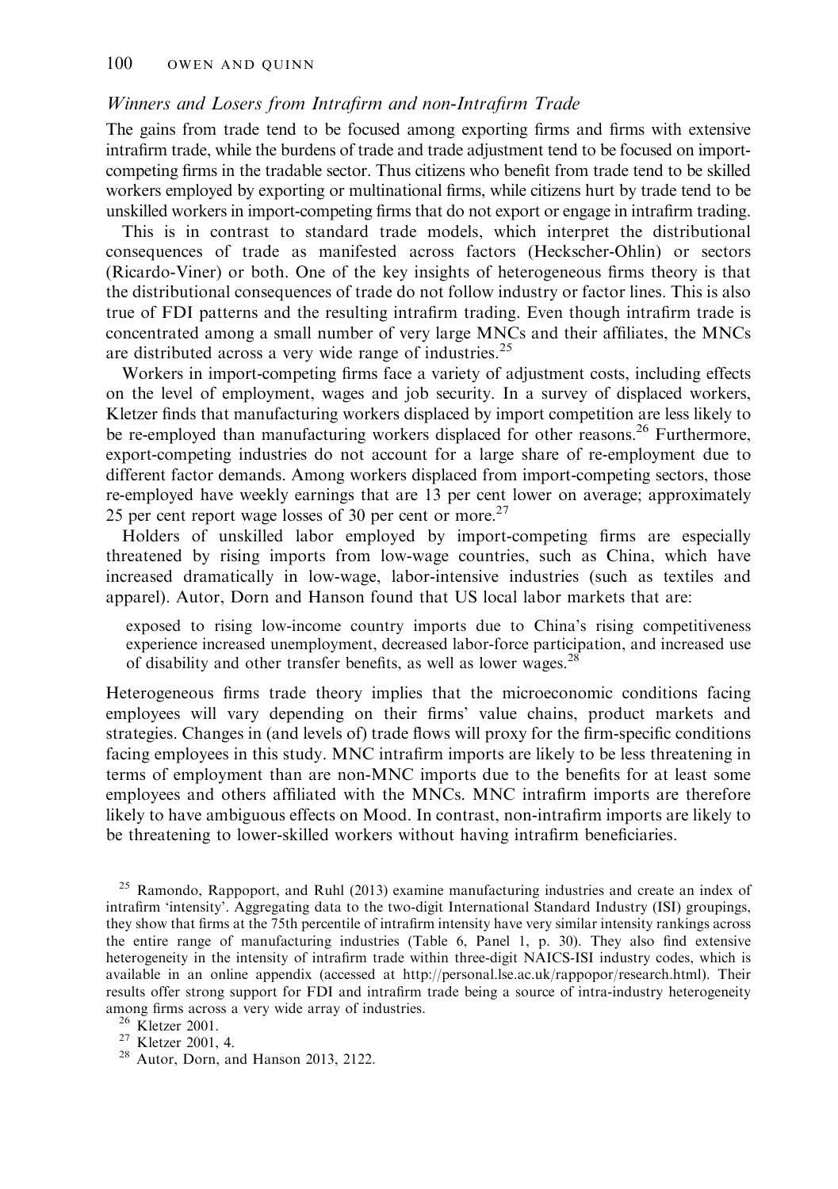### *Winners and Losers from Intrafirm and non-Intrafirm Trade*

The gains from trade tend to be focused among exporting firms and firms with extensive intrafirm trade, while the burdens of trade and trade adjustment tend to be focused on import-competing firms in the tradable sector. Thus citizens who benefit from trade tend to be skilled workers employed by exporting or multinational firms, while citizens hurt by trade tend to be unskilled workers in import-competing firms that do not export or engage in intrafirm trading.

This is in contrast to standard trade models, which interpret the distributional consequences of trade as manifested across factors (Heckscher-Ohlin) or sectors (Ricardo-Viner) or both. One of the key insights of heterogeneous firms theory is that the distributional consequences of trade do not follow industry or factor lines. This is also true of FDI patterns and the resulting intrafirm trading. Even though intrafirm trade is concentrated among a small number of very large MNCs and their affiliates, the MNCs are distributed across a very wide range of industries.[25]

Workers in import-competing firms face a variety of adjustment costs, including effects on the level of employment, wages and job security. In a survey of displaced workers, Kletzer finds that manufacturing workers displaced by import competition are less likely to be re-employed than manufacturing workers displaced for other reasons.[26] Furthermore, export-competing industries do not account for a large share of re-employment due to different factor demands. Among workers displaced from import-competing sectors, those re-employed have weekly earnings that are 13 per cent lower on average; approximately 25 per cent report wage losses of 30 per cent or more.[27]

Holders of unskilled labor employed by import-competing firms are especially threatened by rising imports from low-wage countries, such as China, which have increased dramatically in low-wage, labor-intensive industries (such as textiles and apparel). Autor, Dorn and Hanson found that US local labor markets that are:

> exposed to rising low-income country imports due to China's rising competitiveness experience increased unemployment, decreased labor-force participation, and increased use of disability and other transfer benefits, as well as lower wages.[28]

Heterogeneous firms trade theory implies that the microeconomic conditions facing employees will vary depending on their firms' value chains, product markets and strategies. Changes in (and levels of) trade flows will proxy for the firm-specific conditions facing employees in this study. MNC intrafirm imports are likely to be less threatening in terms of employment than are non-MNC imports due to the benefits for at least some employees and others affiliated with the MNCs. MNC intrafirm imports are therefore likely to have ambiguous effects on Mood. In contrast, non-intrafirm imports are likely to be threatening to lower-skilled workers without having intrafirm beneficiaries.

[25] Ramondo, Rappoport, and Ruhl (2013) examine manufacturing industries and create an index of intrafirm 'intensity'. Aggregating data to the two-digit International Standard Industry (ISI) groupings, they show that firms at the 75th percentile of intrafirm intensity have very similar intensity rankings across the entire range of manufacturing industries (Table 6, Panel 1, p. 30). They also find extensive heterogeneity in the intensity of intrafirm trade within three-digit NAICS-ISI industry codes, which is available in an online appendix (accessed at http://personal.lse.ac.uk/rappopor/research.html). Their results offer strong support for FDI and intrafirm trade being a source of intra-industry heterogeneity among firms across a very wide array of industries.

[26] Kletzer 2001.

[27] Kletzer 2001, 4.

[28] Autor, Dorn, and Hanson 2013, 2122.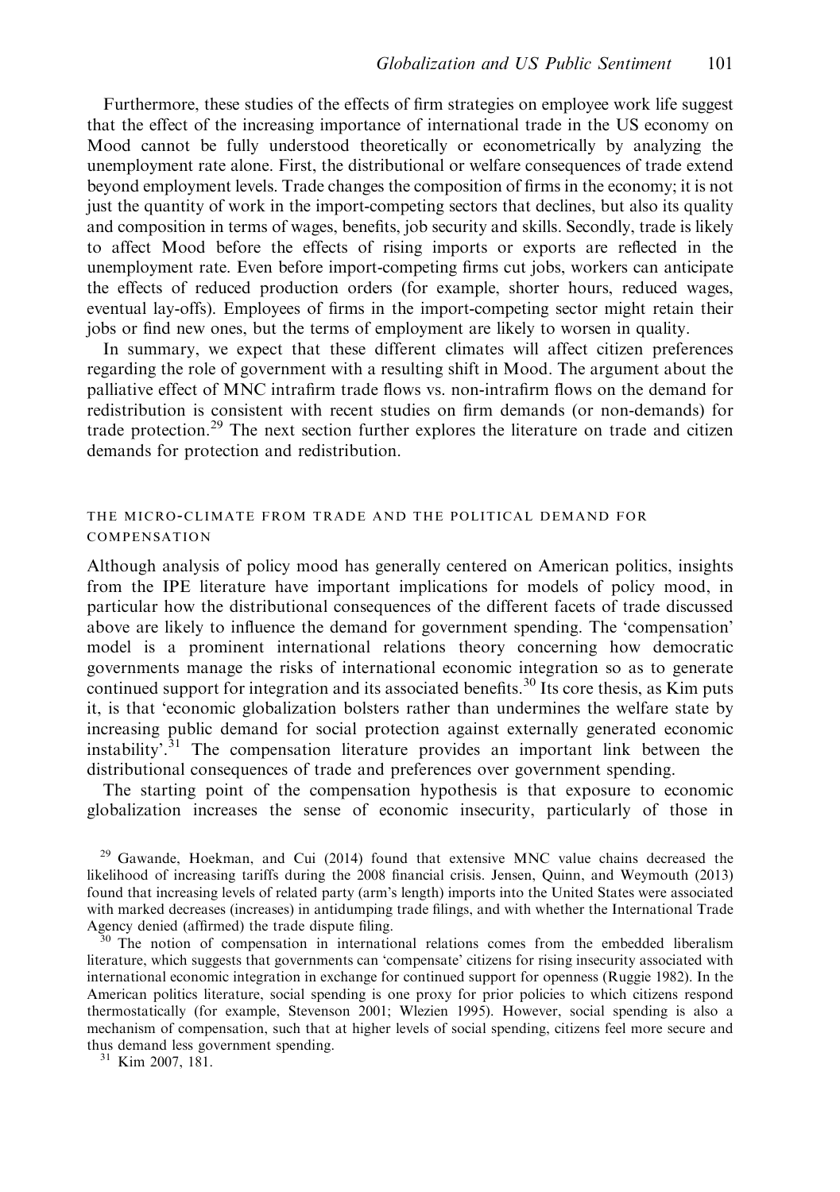Furthermore, these studies of the effects of firm strategies on employee work life suggest that the effect of the increasing importance of international trade in the US economy on Mood cannot be fully understood theoretically or econometrically by analyzing the unemployment rate alone. First, the distributional or welfare consequences of trade extend beyond employment levels. Trade changes the composition of firms in the economy; it is not just the quantity of work in the import-competing sectors that declines, but also its quality and composition in terms of wages, benefits, job security and skills. Secondly, trade is likely to affect Mood before the effects of rising imports or exports are reflected in the unemployment rate. Even before import-competing firms cut jobs, workers can anticipate the effects of reduced production orders (for example, shorter hours, reduced wages, eventual lay-offs). Employees of firms in the import-competing sector might retain their jobs or find new ones, but the terms of employment are likely to worsen in quality.

In summary, we expect that these different climates will affect citizen preferences regarding the role of government with a resulting shift in Mood. The argument about the palliative effect of MNC intrafirm trade flows vs. non-intrafirm flows on the demand for redistribution is consistent with recent studies on firm demands (or non-demands) for trade protection.[29] The next section further explores the literature on trade and citizen demands for protection and redistribution.

## THE MICRO-CLIMATE FROM TRADE AND THE POLITICAL DEMAND FOR COMPENSATION

Although analysis of policy mood has generally centered on American politics, insights from the IPE literature have important implications for models of policy mood, in particular how the distributional consequences of the different facets of trade discussed above are likely to influence the demand for government spending. The 'compensation' model is a prominent international relations theory concerning how democratic governments manage the risks of international economic integration so as to generate continued support for integration and its associated benefits.[30] Its core thesis, as Kim puts it, is that 'economic globalization bolsters rather than undermines the welfare state by increasing public demand for social protection against externally generated economic instability'.[31] The compensation literature provides an important link between the distributional consequences of trade and preferences over government spending.

The starting point of the compensation hypothesis is that exposure to economic globalization increases the sense of economic insecurity, particularly of those in

[29] Gawande, Hoekman, and Cui (2014) found that extensive MNC value chains decreased the likelihood of increasing tariffs during the 2008 financial crisis. Jensen, Quinn, and Weymouth (2013) found that increasing levels of related party (arm's length) imports into the United States were associated with marked decreases (increases) in antidumping trade filings, and with whether the International Trade Agency denied (affirmed) the trade dispute filing.

[30] The notion of compensation in international relations comes from the embedded liberalism literature, which suggests that governments can 'compensate' citizens for rising insecurity associated with international economic integration in exchange for continued support for openness (Ruggie 1982). In the American politics literature, social spending is one proxy for prior policies to which citizens respond thermostatically (for example, Stevenson 2001; Wlezien 1995). However, social spending is also a mechanism of compensation, such that at higher levels of social spending, citizens feel more secure and thus demand less government spending.

[31] Kim 2007, 181.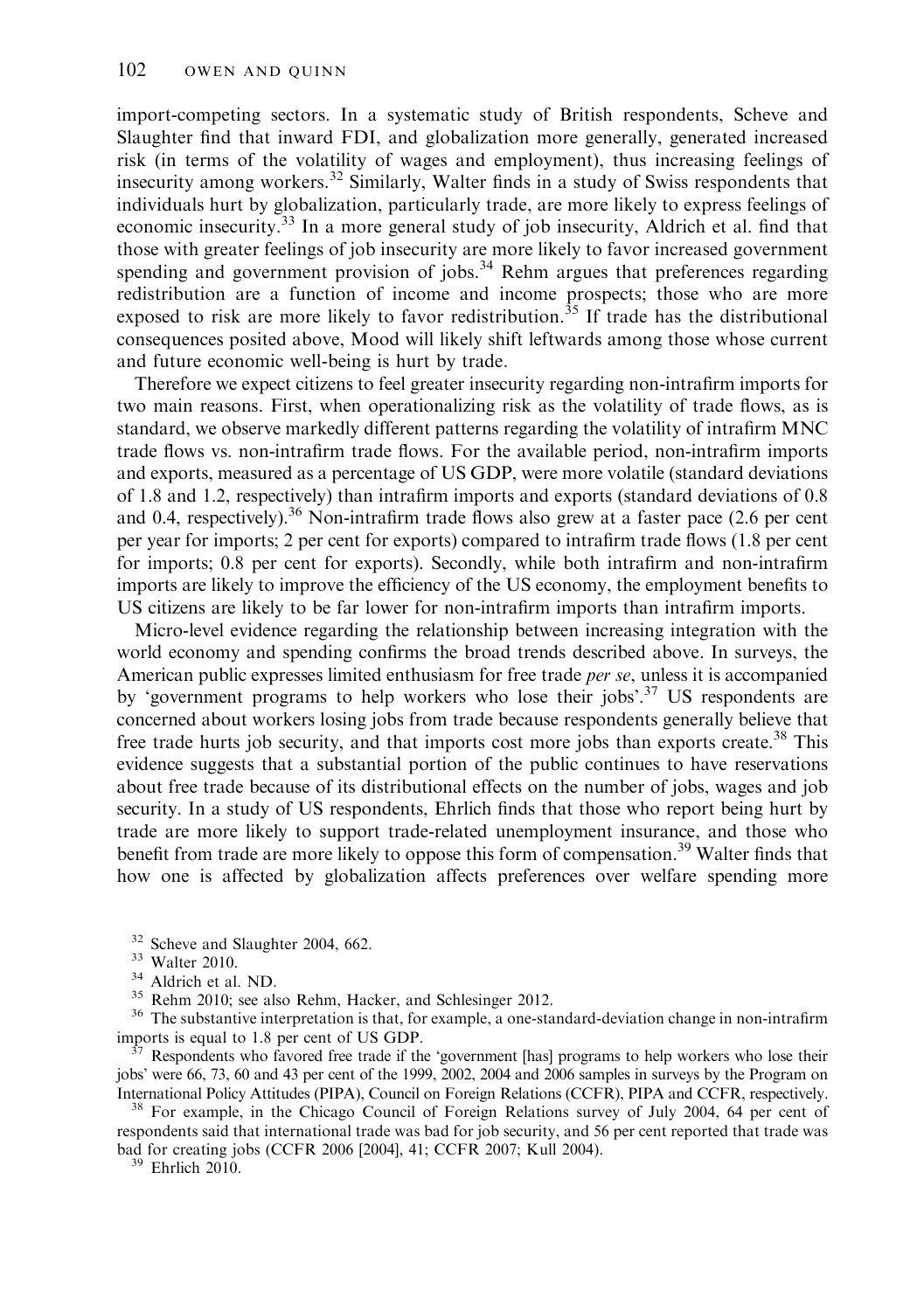import-competing sectors. In a systematic study of British respondents, Scheve and Slaughter find that inward FDI, and globalization more generally, generated increased risk (in terms of the volatility of wages and employment), thus increasing feelings of insecurity among workers.[32] Similarly, Walter finds in a study of Swiss respondents that individuals hurt by globalization, particularly trade, are more likely to express feelings of economic insecurity.[33] In a more general study of job insecurity, Aldrich et al. find that those with greater feelings of job insecurity are more likely to favor increased government spending and government provision of jobs.[34] Rehm argues that preferences regarding redistribution are a function of income and income prospects; those who are more exposed to risk are more likely to favor redistribution.[35] If trade has the distributional consequences posited above, Mood will likely shift leftwards among those whose current and future economic well-being is hurt by trade.

Therefore we expect citizens to feel greater insecurity regarding non-intrafirm imports for two main reasons. First, when operationalizing risk as the volatility of trade flows, as is standard, we observe markedly different patterns regarding the volatility of intrafirm MNC trade flows vs. non-intrafirm trade flows. For the available period, non-intrafirm imports and exports, measured as a percentage of US GDP, were more volatile (standard deviations of 1.8 and 1.2, respectively) than intrafirm imports and exports (standard deviations of 0.8 and 0.4, respectively).[36] Non-intrafirm trade flows also grew at a faster pace (2.6 per cent per year for imports; 2 per cent for exports) compared to intrafirm trade flows (1.8 per cent for imports; 0.8 per cent for exports). Secondly, while both intrafirm and non-intrafirm imports are likely to improve the efficiency of the US economy, the employment benefits to US citizens are likely to be far lower for non-intrafirm imports than intrafirm imports.

Micro-level evidence regarding the relationship between increasing integration with the world economy and spending confirms the broad trends described above. In surveys, the American public expresses limited enthusiasm for free trade *per se*, unless it is accompanied by 'government programs to help workers who lose their jobs'.[37] US respondents are concerned about workers losing jobs from trade because respondents generally believe that free trade hurts job security, and that imports cost more jobs than exports create.[38] This evidence suggests that a substantial portion of the public continues to have reservations about free trade because of its distributional effects on the number of jobs, wages and job security. In a study of US respondents, Ehrlich finds that those who report being hurt by trade are more likely to support trade-related unemployment insurance, and those who benefit from trade are more likely to oppose this form of compensation.[39] Walter finds that how one is affected by globalization affects preferences over welfare spending more

[32] Scheve and Slaughter 2004, 662.

[33] Walter 2010.

[34] Aldrich et al. ND.

[35] Rehm 2010; see also Rehm, Hacker, and Schlesinger 2012.

[36] The substantive interpretation is that, for example, a one-standard-deviation change in non-intrafirm imports is equal to 1.8 per cent of US GDP.

[37] Respondents who favored free trade if the 'government [has] programs to help workers who lose their jobs' were 66, 73, 60 and 43 per cent of the 1999, 2002, 2004 and 2006 samples in surveys by the Program on International Policy Attitudes (PIPA), Council on Foreign Relations (CCFR), PIPA and CCFR, respectively.

[38] For example, in the Chicago Council of Foreign Relations survey of July 2004, 64 per cent of respondents said that international trade was bad for job security, and 56 per cent reported that trade was bad for creating jobs (CCFR 2006 [2004], 41; CCFR 2007; Kull 2004).

[39] Ehrlich 2010.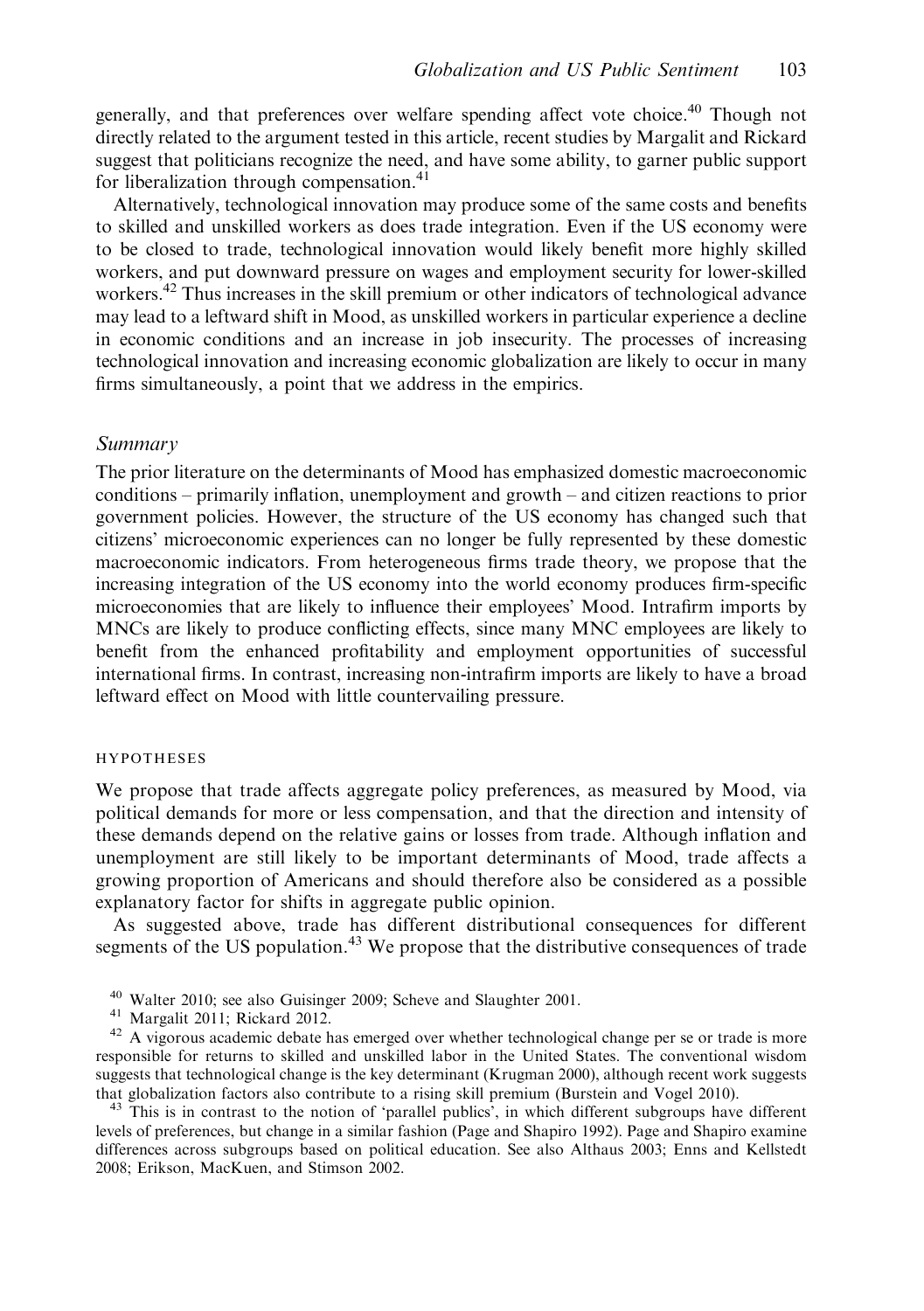generally, and that preferences over welfare spending affect vote choice.[40] Though not directly related to the argument tested in this article, recent studies by Margalit and Rickard suggest that politicians recognize the need, and have some ability, to garner public support for liberalization through compensation.[41]

Alternatively, technological innovation may produce some of the same costs and benefits to skilled and unskilled workers as does trade integration. Even if the US economy were to be closed to trade, technological innovation would likely benefit more highly skilled workers, and put downward pressure on wages and employment security for lower-skilled workers.[42] Thus increases in the skill premium or other indicators of technological advance may lead to a leftward shift in Mood, as unskilled workers in particular experience a decline in economic conditions and an increase in job insecurity. The processes of increasing technological innovation and increasing economic globalization are likely to occur in many firms simultaneously, a point that we address in the empirics.

### *Summary*

The prior literature on the determinants of Mood has emphasized domestic macroeconomic conditions – primarily inflation, unemployment and growth – and citizen reactions to prior government policies. However, the structure of the US economy has changed such that citizens' microeconomic experiences can no longer be fully represented by these domestic macroeconomic indicators. From heterogeneous firms trade theory, we propose that the increasing integration of the US economy into the world economy produces firm-specific microeconomies that are likely to influence their employees' Mood. Intrafirm imports by MNCs are likely to produce conflicting effects, since many MNC employees are likely to benefit from the enhanced profitability and employment opportunities of successful international firms. In contrast, increasing non-intrafirm imports are likely to have a broad leftward effect on Mood with little countervailing pressure.

## HYPOTHESES

We propose that trade affects aggregate policy preferences, as measured by Mood, via political demands for more or less compensation, and that the direction and intensity of these demands depend on the relative gains or losses from trade. Although inflation and unemployment are still likely to be important determinants of Mood, trade affects a growing proportion of Americans and should therefore also be considered as a possible explanatory factor for shifts in aggregate public opinion.

As suggested above, trade has different distributional consequences for different segments of the US population.[43] We propose that the distributive consequences of trade

[40] Walter 2010; see also Guisinger 2009; Scheve and Slaughter 2001.

[41] Margalit 2011; Rickard 2012.

[42] A vigorous academic debate has emerged over whether technological change per se or trade is more responsible for returns to skilled and unskilled labor in the United States. The conventional wisdom suggests that technological change is the key determinant (Krugman 2000), although recent work suggests that globalization factors also contribute to a rising skill premium (Burstein and Vogel 2010).

[43] This is in contrast to the notion of 'parallel publics', in which different subgroups have different levels of preferences, but change in a similar fashion (Page and Shapiro 1992). Page and Shapiro examine differences across subgroups based on political education. See also Althaus 2003; Enns and Kellstedt 2008; Erikson, MacKuen, and Stimson 2002.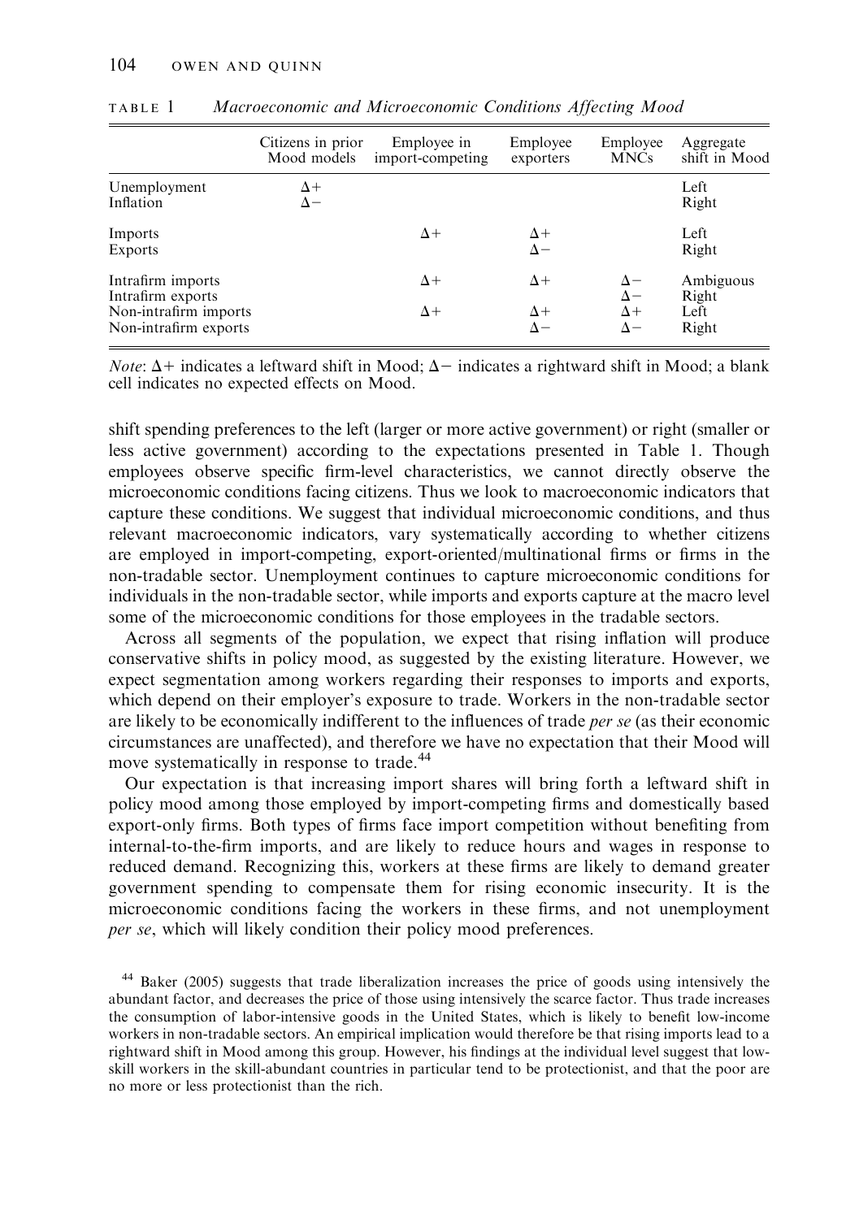TABLE 1 *Macroeconomic and Microeconomic Conditions Affecting Mood*

| | Citizens in prior Mood models | Employee in import-competing | Employee exporters | Employee MNCs | Aggregate shift in Mood |
|---|---|---|---|---|---|
| Unemployment | $\Delta+$ | | | | Left |
| Inflation | $\Delta-$ | | | | Right |
| Imports | | $\Delta+$ | $\Delta+$ | | Left |
| Exports | | | $\Delta-$ | | Right |
| Intrafirm imports | | $\Delta+$ | $\Delta+$ | $\Delta-$ | Ambiguous |
| Intrafirm exports | | | | $\Delta-$ | Right |
| Non-intrafirm imports | | $\Delta+$ | $\Delta+$ | $\Delta+$ | Left |
| Non-intrafirm exports | | | $\Delta-$ | $\Delta-$ | Right |

*Note*: $\Delta+$ indicates a leftward shift in Mood; $\Delta-$ indicates a rightward shift in Mood; a blank cell indicates no expected effects on Mood.

shift spending preferences to the left (larger or more active government) or right (smaller or less active government) according to the expectations presented in Table 1. Though employees observe specific firm-level characteristics, we cannot directly observe the microeconomic conditions facing citizens. Thus we look to macroeconomic indicators that capture these conditions. We suggest that individual microeconomic conditions, and thus relevant macroeconomic indicators, vary systematically according to whether citizens are employed in import-competing, export-oriented/multinational firms or firms in the non-tradable sector. Unemployment continues to capture microeconomic conditions for individuals in the non-tradable sector, while imports and exports capture at the macro level some of the microeconomic conditions for those employees in the tradable sectors.

Across all segments of the population, we expect that rising inflation will produce conservative shifts in policy mood, as suggested by the existing literature. However, we expect segmentation among workers regarding their responses to imports and exports, which depend on their employer's exposure to trade. Workers in the non-tradable sector are likely to be economically indifferent to the influences of trade *per se* (as their economic circumstances are unaffected), and therefore we have no expectation that their Mood will move systematically in response to trade.[44]

Our expectation is that increasing import shares will bring forth a leftward shift in policy mood among those employed by import-competing firms and domestically based export-only firms. Both types of firms face import competition without benefiting from internal-to-the-firm imports, and are likely to reduce hours and wages in response to reduced demand. Recognizing this, workers at these firms are likely to demand greater government spending to compensate them for rising economic insecurity. It is the microeconomic conditions facing the workers in these firms, and not unemployment *per se*, which will likely condition their policy mood preferences.

[44] Baker (2005) suggests that trade liberalization increases the price of goods using intensively the abundant factor, and decreases the price of those using intensively the scarce factor. Thus trade increases the consumption of labor-intensive goods in the United States, which is likely to benefit low-income workers in non-tradable sectors. An empirical implication would therefore be that rising imports lead to a rightward shift in Mood among this group. However, his findings at the individual level suggest that low-skill workers in the skill-abundant countries in particular tend to be protectionist, and that the poor are no more or less protectionist than the rich.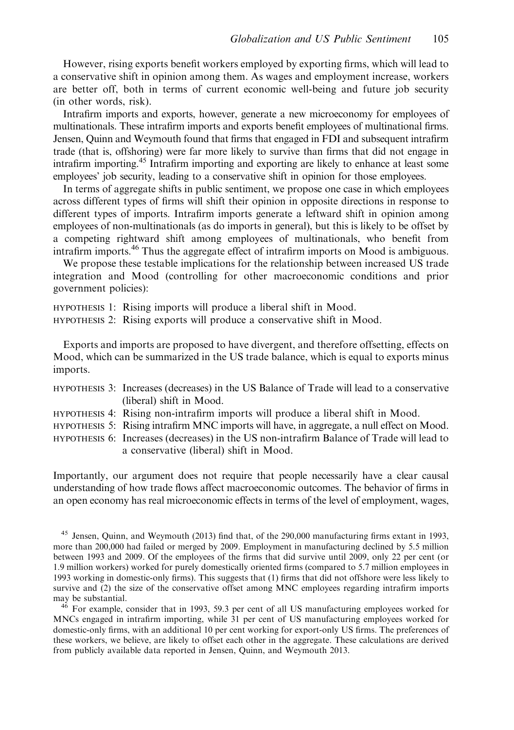However, rising exports benefit workers employed by exporting firms, which will lead to a conservative shift in opinion among them. As wages and employment increase, workers are better off, both in terms of current economic well-being and future job security (in other words, risk).

Intrafirm imports and exports, however, generate a new microeconomy for employees of multinationals. These intrafirm imports and exports benefit employees of multinational firms. Jensen, Quinn and Weymouth found that firms that engaged in FDI and subsequent intrafirm trade (that is, offshoring) were far more likely to survive than firms that did not engage in intrafirm importing.[45] Intrafirm importing and exporting are likely to enhance at least some employees' job security, leading to a conservative shift in opinion for those employees.

In terms of aggregate shifts in public sentiment, we propose one case in which employees across different types of firms will shift their opinion in opposite directions in response to different types of imports. Intrafirm imports generate a leftward shift in opinion among employees of non-multinationals (as do imports in general), but this is likely to be offset by a competing rightward shift among employees of multinationals, who benefit from intrafirm imports.[46] Thus the aggregate effect of intrafirm imports on Mood is ambiguous.

We propose these testable implications for the relationship between increased US trade integration and Mood (controlling for other macroeconomic conditions and prior government policies):

HYPOTHESIS 1: Rising imports will produce a liberal shift in Mood.
HYPOTHESIS 2: Rising exports will produce a conservative shift in Mood.

Exports and imports are proposed to have divergent, and therefore offsetting, effects on Mood, which can be summarized in the US trade balance, which is equal to exports minus imports.

HYPOTHESIS 3: Increases (decreases) in the US Balance of Trade will lead to a conservative (liberal) shift in Mood.
HYPOTHESIS 4: Rising non-intrafirm imports will produce a liberal shift in Mood.
HYPOTHESIS 5: Rising intrafirm MNC imports will have, in aggregate, a null effect on Mood.
HYPOTHESIS 6: Increases (decreases) in the US non-intrafirm Balance of Trade will lead to a conservative (liberal) shift in Mood.

Importantly, our argument does not require that people necessarily have a clear causal understanding of how trade flows affect macroeconomic outcomes. The behavior of firms in an open economy has real microeconomic effects in terms of the level of employment, wages,

[45] Jensen, Quinn, and Weymouth (2013) find that, of the 290,000 manufacturing firms extant in 1993, more than 200,000 had failed or merged by 2009. Employment in manufacturing declined by 5.5 million between 1993 and 2009. Of the employees of the firms that did survive until 2009, only 22 per cent (or 1.9 million workers) worked for purely domestically oriented firms (compared to 5.7 million employees in 1993 working in domestic-only firms). This suggests that (1) firms that did not offshore were less likely to survive and (2) the size of the conservative offset among MNC employees regarding intrafirm imports may be substantial.

[46] For example, consider that in 1993, 59.3 per cent of all US manufacturing employees worked for MNCs engaged in intrafirm importing, while 31 per cent of US manufacturing employees worked for domestic-only firms, with an additional 10 per cent working for export-only US firms. The preferences of these workers, we believe, are likely to offset each other in the aggregate. These calculations are derived from publicly available data reported in Jensen, Quinn, and Weymouth 2013.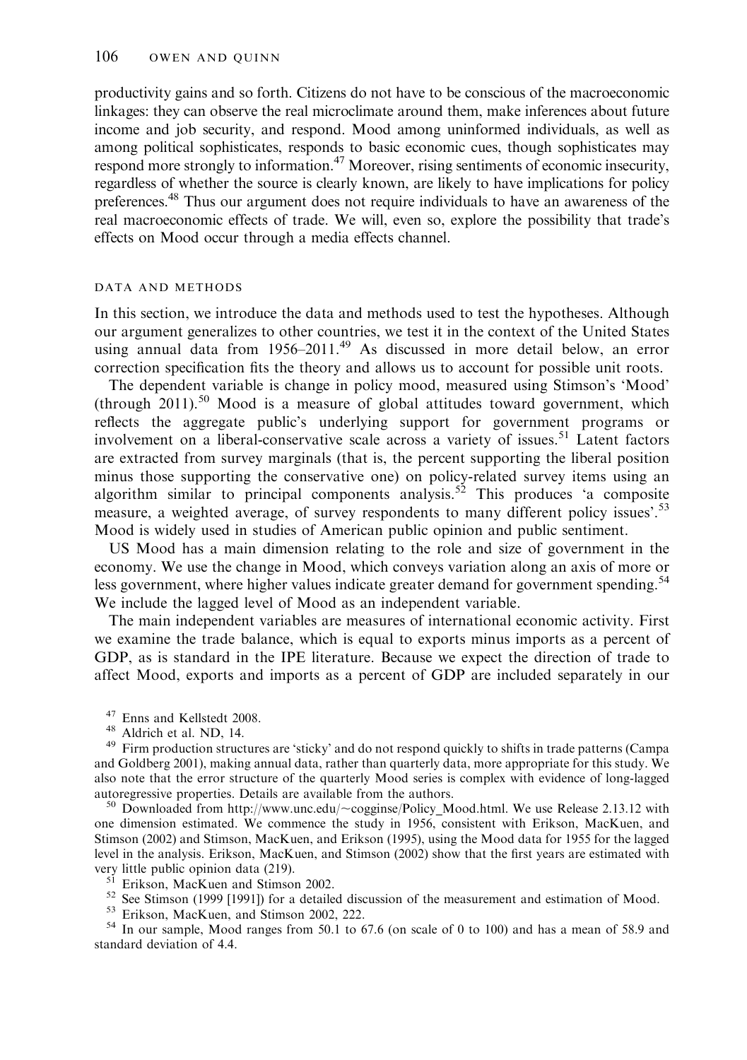productivity gains and so forth. Citizens do not have to be conscious of the macroeconomic linkages: they can observe the real microclimate around them, make inferences about future income and job security, and respond. Mood among uninformed individuals, as well as among political sophisticates, responds to basic economic cues, though sophisticates may respond more strongly to information.[47] Moreover, rising sentiments of economic insecurity, regardless of whether the source is clearly known, are likely to have implications for policy preferences.[48] Thus our argument does not require individuals to have an awareness of the real macroeconomic effects of trade. We will, even so, explore the possibility that trade's effects on Mood occur through a media effects channel.

## DATA AND METHODS

In this section, we introduce the data and methods used to test the hypotheses. Although our argument generalizes to other countries, we test it in the context of the United States using annual data from 1956–2011.[49] As discussed in more detail below, an error correction specification fits the theory and allows us to account for possible unit roots.

The dependent variable is change in policy mood, measured using Stimson's 'Mood' (through 2011).[50] Mood is a measure of global attitudes toward government, which reflects the aggregate public's underlying support for government programs or involvement on a liberal-conservative scale across a variety of issues.[51] Latent factors are extracted from survey marginals (that is, the percent supporting the liberal position minus those supporting the conservative one) on policy-related survey items using an algorithm similar to principal components analysis.[52] This produces 'a composite measure, a weighted average, of survey respondents to many different policy issues'.[53] Mood is widely used in studies of American public opinion and public sentiment.

US Mood has a main dimension relating to the role and size of government in the economy. We use the change in Mood, which conveys variation along an axis of more or less government, where higher values indicate greater demand for government spending.[54] We include the lagged level of Mood as an independent variable.

The main independent variables are measures of international economic activity. First we examine the trade balance, which is equal to exports minus imports as a percent of GDP, as is standard in the IPE literature. Because we expect the direction of trade to affect Mood, exports and imports as a percent of GDP are included separately in our

[47] Enns and Kellstedt 2008.

[48] Aldrich et al. ND, 14.

[49] Firm production structures are 'sticky' and do not respond quickly to shifts in trade patterns (Campa and Goldberg 2001), making annual data, rather than quarterly data, more appropriate for this study. We also note that the error structure of the quarterly Mood series is complex with evidence of long-lagged autoregressive properties. Details are available from the authors.

[50] Downloaded from http://www.unc.edu/~cogginse/Policy_Mood.html. We use Release 2.13.12 with one dimension estimated. We commence the study in 1956, consistent with Erikson, MacKuen, and Stimson (2002) and Stimson, MacKuen, and Erikson (1995), using the Mood data for 1955 for the lagged level in the analysis. Erikson, MacKuen, and Stimson (2002) show that the first years are estimated with very little public opinion data (219).

[51] Erikson, MacKuen and Stimson 2002.

[52] See Stimson (1999 [1991]) for a detailed discussion of the measurement and estimation of Mood.

[53] Erikson, MacKuen, and Stimson 2002, 222.

[54] In our sample, Mood ranges from 50.1 to 67.6 (on scale of 0 to 100) and has a mean of 58.9 and standard deviation of 4.4.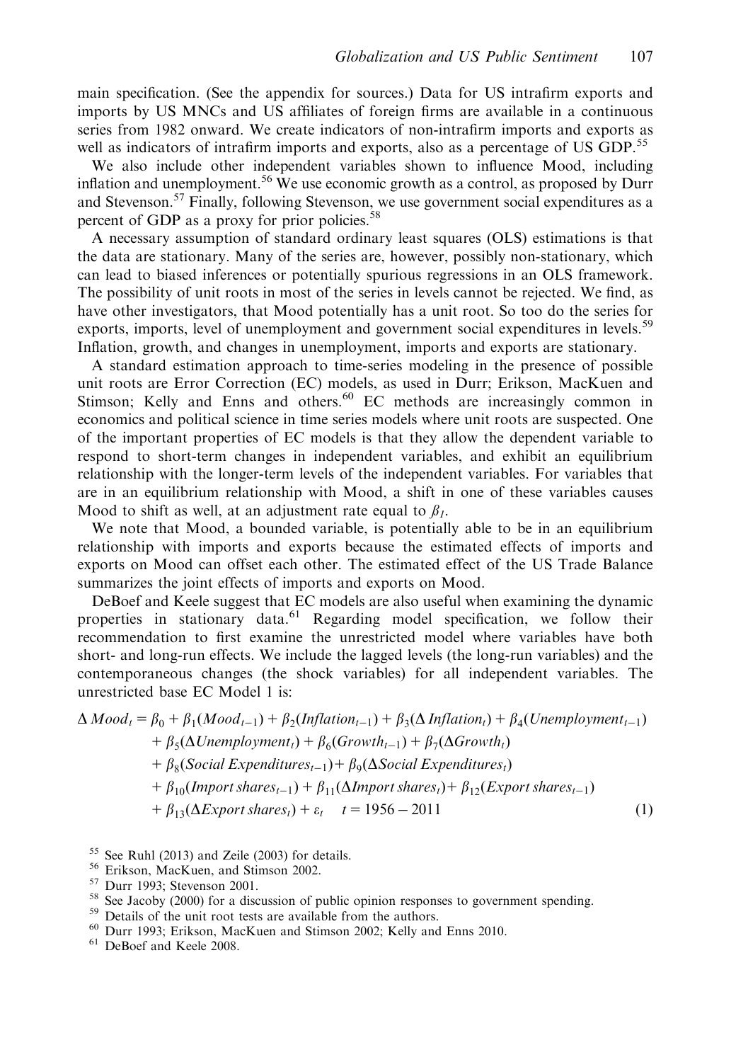main specification. (See the appendix for sources.) Data for US intrafirm exports and imports by US MNCs and US affiliates of foreign firms are available in a continuous series from 1982 onward. We create indicators of non-intrafirm imports and exports as well as indicators of intrafirm imports and exports, also as a percentage of US GDP.[55]

We also include other independent variables shown to influence Mood, including inflation and unemployment.[56] We use economic growth as a control, as proposed by Durr and Stevenson.[57] Finally, following Stevenson, we use government social expenditures as a percent of GDP as a proxy for prior policies.[58]

A necessary assumption of standard ordinary least squares (OLS) estimations is that the data are stationary. Many of the series are, however, possibly non-stationary, which can lead to biased inferences or potentially spurious regressions in an OLS framework. The possibility of unit roots in most of the series in levels cannot be rejected. We find, as have other investigators, that Mood potentially has a unit root. So too do the series for exports, imports, level of unemployment and government social expenditures in levels.[59] Inflation, growth, and changes in unemployment, imports and exports are stationary.

A standard estimation approach to time-series modeling in the presence of possible unit roots are Error Correction (EC) models, as used in Durr; Erikson, MacKuen and Stimson; Kelly and Enns and others.[60] EC methods are increasingly common in economics and political science in time series models where unit roots are suspected. One of the important properties of EC models is that they allow the dependent variable to respond to short-term changes in independent variables, and exhibit an equilibrium relationship with the longer-term levels of the independent variables. For variables that are in an equilibrium relationship with Mood, a shift in one of these variables causes Mood to shift as well, at an adjustment rate equal to $\beta_1$.

We note that Mood, a bounded variable, is potentially able to be in an equilibrium relationship with imports and exports because the estimated effects of imports and exports on Mood can offset each other. The estimated effect of the US Trade Balance summarizes the joint effects of imports and exports on Mood.

DeBoef and Keele suggest that EC models are also useful when examining the dynamic properties in stationary data.[61] Regarding model specification, we follow their recommendation to first examine the unrestricted model where variables have both short- and long-run effects. We include the lagged levels (the long-run variables) and the contemporaneous changes (the shock variables) for all independent variables. The unrestricted base EC Model 1 is:

$$
\begin{aligned}
\Delta\, Mood_t = {} & \beta_0 + \beta_1(Mood_{t-1}) + \beta_2(Inflation_{t-1}) + \beta_3(\Delta\, Inflation_t) + \beta_4(Unemployment_{t-1}) \\
& + \beta_5(\Delta Unemployment_t) + \beta_6(Growth_{t-1}) + \beta_7(\Delta Growth_t) \\
& + \beta_8(Social\ Expenditures_{t-1}) + \beta_9(\Delta Social\ Expenditures_t) \\
& + \beta_{10}(Import\ shares_{t-1}) + \beta_{11}(\Delta Import\ shares_t) + \beta_{12}(Export\ shares_{t-1}) \\
& + \beta_{13}(\Delta Export\ shares_t) + \varepsilon_t \quad t = 1956 - 2011 \qquad (1)
\end{aligned}
$$

[55] See Ruhl (2013) and Zeile (2003) for details.

[56] Erikson, MacKuen, and Stimson 2002.

[57] Durr 1993; Stevenson 2001.

[58] See Jacoby (2000) for a discussion of public opinion responses to government spending.

[59] Details of the unit root tests are available from the authors.

[60] Durr 1993; Erikson, MacKuen and Stimson 2002; Kelly and Enns 2010.

[61] DeBoef and Keele 2008.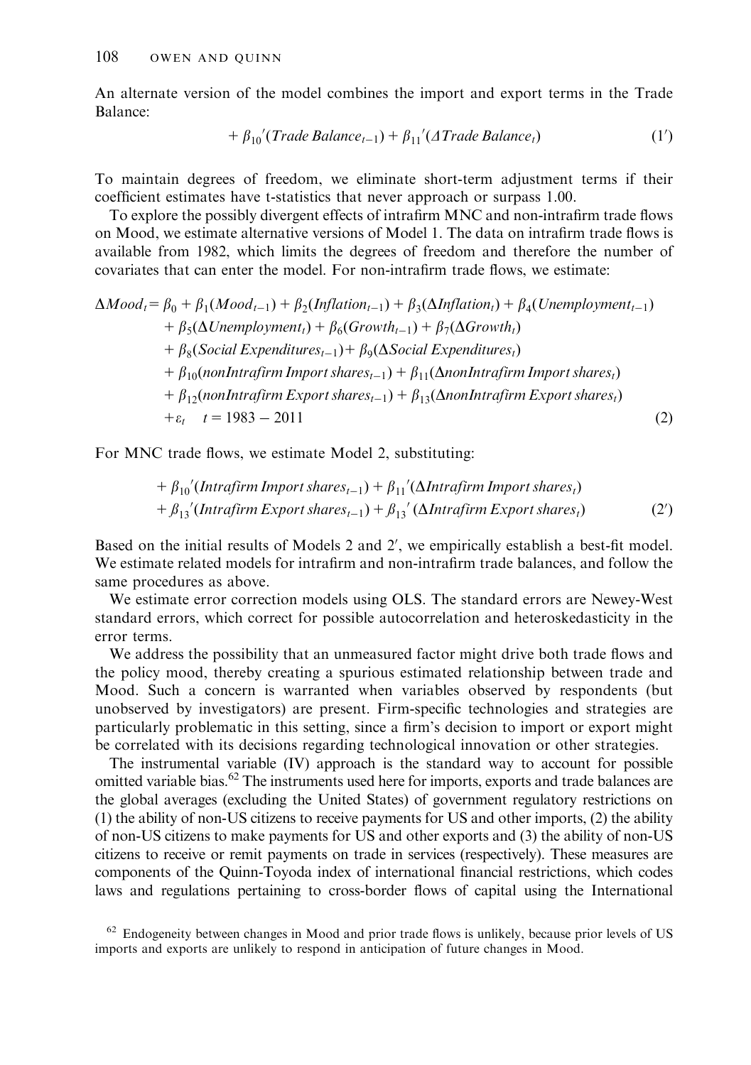An alternate version of the model combines the import and export terms in the Trade Balance:

$$+ \beta_{10}'(Trade\ Balance_{t-1}) + \beta_{11}'(\Delta Trade\ Balance_t) \tag{1'}$$

To maintain degrees of freedom, we eliminate short-term adjustment terms if their coefficient estimates have t-statistics that never approach or surpass 1.00.

To explore the possibly divergent effects of intrafirm MNC and non-intrafirm trade flows on Mood, we estimate alternative versions of Model 1. The data on intrafirm trade flows is available from 1982, which limits the degrees of freedom and therefore the number of covariates that can enter the model. For non-intrafirm trade flows, we estimate:

$$\begin{aligned}
\Delta Mood_t = {} & \beta_0 + \beta_1(Mood_{t-1}) + \beta_2(Inflation_{t-1}) + \beta_3(\Delta Inflation_t) + \beta_4(Unemployment_{t-1}) \\
& + \beta_5(\Delta Unemployment_t) + \beta_6(Growth_{t-1}) + \beta_7(\Delta Growth_t) \\
& + \beta_8(Social\ Expenditures_{t-1}) + \beta_9(\Delta Social\ Expenditures_t) \\
& + \beta_{10}(nonIntrafirm\ Import\ shares_{t-1}) + \beta_{11}(\Delta nonIntrafirm\ Import\ shares_t) \\
& + \beta_{12}(nonIntrafirm\ Export\ shares_{t-1}) + \beta_{13}(\Delta nonIntrafirm\ Export\ shares_t) \\
& + \varepsilon_t \quad t = 1983 - 2011
\end{aligned} \tag{2}$$

For MNC trade flows, we estimate Model 2, substituting:

$$\begin{aligned}
& + \beta_{10}'(Intrafirm\ Import\ shares_{t-1}) + \beta_{11}'(\Delta Intrafirm\ Import\ shares_t) \\
& + \beta_{13}'(Intrafirm\ Export\ shares_{t-1}) + \beta_{13}'(\Delta Intrafirm\ Export\ shares_t)
\end{aligned} \tag{2'}$$

Based on the initial results of Models 2 and 2′, we empirically establish a best-fit model. We estimate related models for intrafirm and non-intrafirm trade balances, and follow the same procedures as above.

We estimate error correction models using OLS. The standard errors are Newey-West standard errors, which correct for possible autocorrelation and heteroskedasticity in the error terms.

We address the possibility that an unmeasured factor might drive both trade flows and the policy mood, thereby creating a spurious estimated relationship between trade and Mood. Such a concern is warranted when variables observed by respondents (but unobserved by investigators) are present. Firm-specific technologies and strategies are particularly problematic in this setting, since a firm's decision to import or export might be correlated with its decisions regarding technological innovation or other strategies.

The instrumental variable (IV) approach is the standard way to account for possible omitted variable bias.[62] The instruments used here for imports, exports and trade balances are the global averages (excluding the United States) of government regulatory restrictions on (1) the ability of non-US citizens to receive payments for US and other imports, (2) the ability of non-US citizens to make payments for US and other exports and (3) the ability of non-US citizens to receive or remit payments on trade in services (respectively). These measures are components of the Quinn-Toyoda index of international financial restrictions, which codes laws and regulations pertaining to cross-border flows of capital using the International

[62] Endogeneity between changes in Mood and prior trade flows is unlikely, because prior levels of US imports and exports are unlikely to respond in anticipation of future changes in Mood.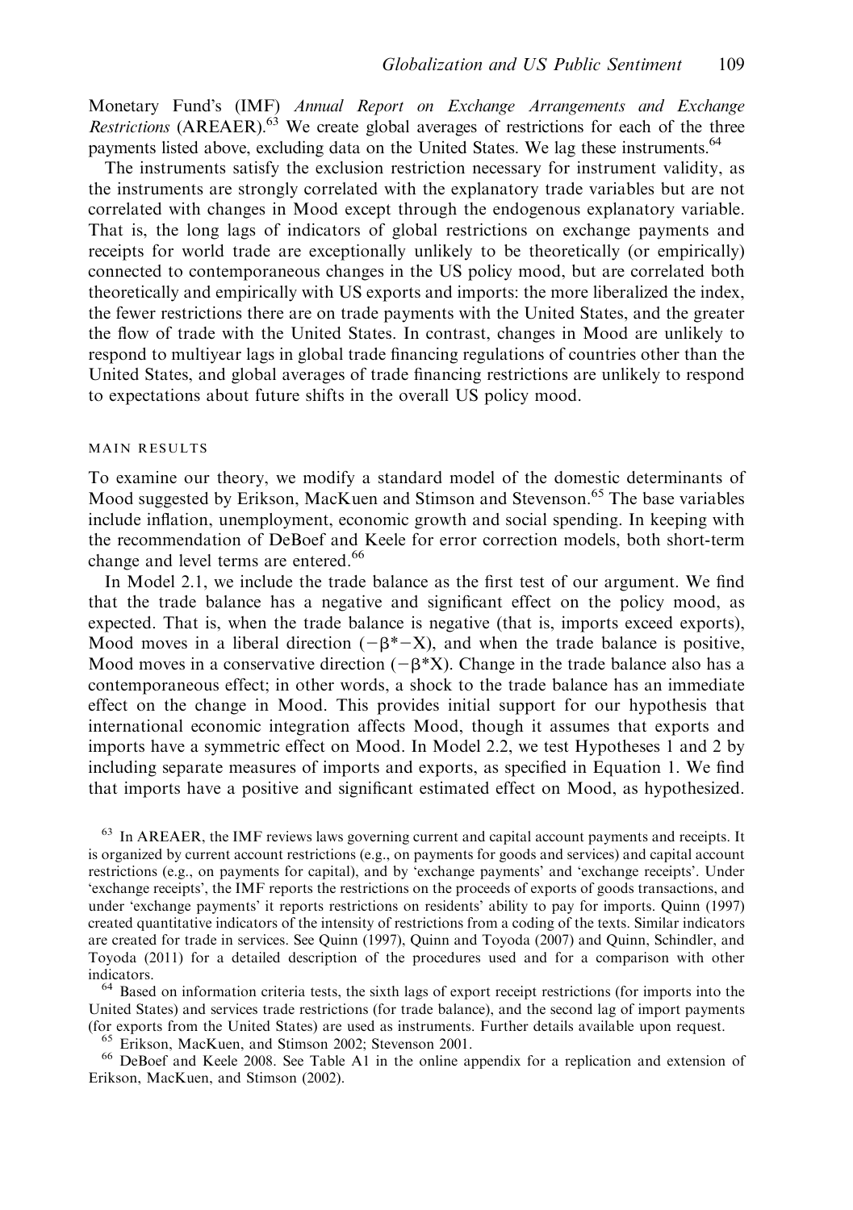Monetary Fund's (IMF) *Annual Report on Exchange Arrangements and Exchange Restrictions* (AREAER).[63] We create global averages of restrictions for each of the three payments listed above, excluding data on the United States. We lag these instruments.[64]

The instruments satisfy the exclusion restriction necessary for instrument validity, as the instruments are strongly correlated with the explanatory trade variables but are not correlated with changes in Mood except through the endogenous explanatory variable. That is, the long lags of indicators of global restrictions on exchange payments and receipts for world trade are exceptionally unlikely to be theoretically (or empirically) connected to contemporaneous changes in the US policy mood, but are correlated both theoretically and empirically with US exports and imports: the more liberalized the index, the fewer restrictions there are on trade payments with the United States, and the greater the flow of trade with the United States. In contrast, changes in Mood are unlikely to respond to multiyear lags in global trade financing regulations of countries other than the United States, and global averages of trade financing restrictions are unlikely to respond to expectations about future shifts in the overall US policy mood.

## MAIN RESULTS

To examine our theory, we modify a standard model of the domestic determinants of Mood suggested by Erikson, MacKuen and Stimson and Stevenson.[65] The base variables include inflation, unemployment, economic growth and social spending. In keeping with the recommendation of DeBoef and Keele for error correction models, both short-term change and level terms are entered.[66]

In Model 2.1, we include the trade balance as the first test of our argument. We find that the trade balance has a negative and significant effect on the policy mood, as expected. That is, when the trade balance is negative (that is, imports exceed exports), Mood moves in a liberal direction ($-\beta^{*}-X$), and when the trade balance is positive, Mood moves in a conservative direction ($-\beta^{*}X$). Change in the trade balance also has a contemporaneous effect; in other words, a shock to the trade balance has an immediate effect on the change in Mood. This provides initial support for our hypothesis that international economic integration affects Mood, though it assumes that exports and imports have a symmetric effect on Mood. In Model 2.2, we test Hypotheses 1 and 2 by including separate measures of imports and exports, as specified in Equation 1. We find that imports have a positive and significant estimated effect on Mood, as hypothesized.

[63] In AREAER, the IMF reviews laws governing current and capital account payments and receipts. It is organized by current account restrictions (e.g., on payments for goods and services) and capital account restrictions (e.g., on payments for capital), and by 'exchange payments' and 'exchange receipts'. Under 'exchange receipts', the IMF reports the restrictions on the proceeds of exports of goods transactions, and under 'exchange payments' it reports restrictions on residents' ability to pay for imports. Quinn (1997) created quantitative indicators of the intensity of restrictions from a coding of the texts. Similar indicators are created for trade in services. See Quinn (1997), Quinn and Toyoda (2007) and Quinn, Schindler, and Toyoda (2011) for a detailed description of the procedures used and for a comparison with other indicators.

[64] Based on information criteria tests, the sixth lags of export receipt restrictions (for imports into the United States) and services trade restrictions (for trade balance), and the second lag of import payments (for exports from the United States) are used as instruments. Further details available upon request.

[65] Erikson, MacKuen, and Stimson 2002; Stevenson 2001.

[66] DeBoef and Keele 2008. See Table A1 in the online appendix for a replication and extension of Erikson, MacKuen, and Stimson (2002).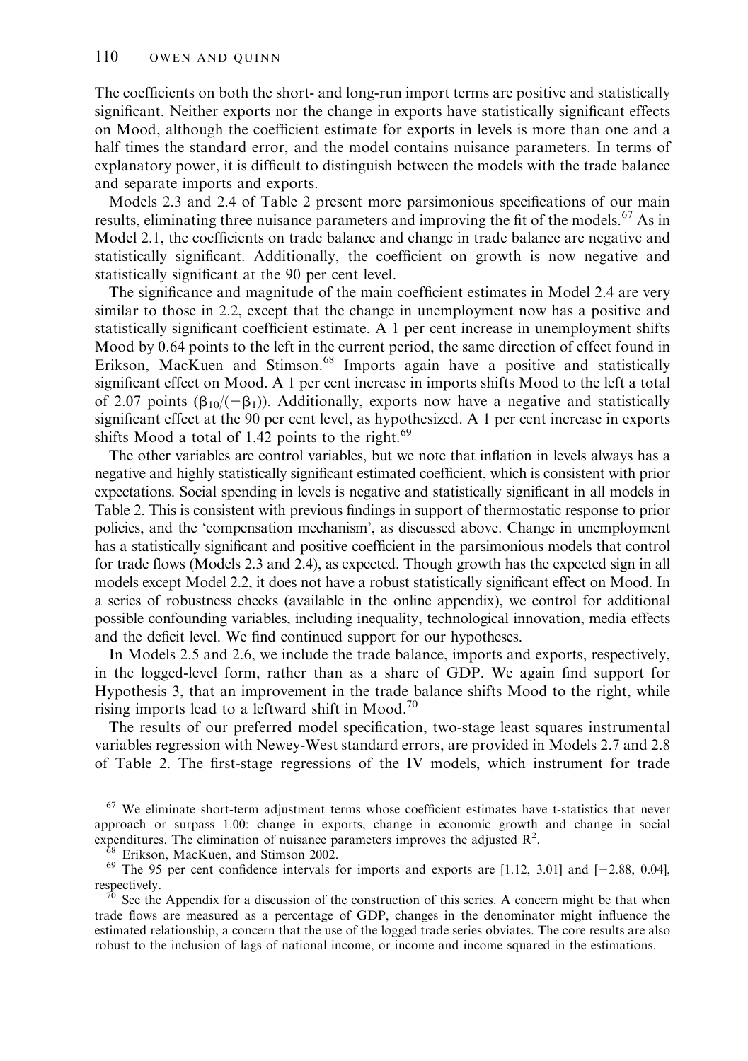The coefficients on both the short- and long-run import terms are positive and statistically significant. Neither exports nor the change in exports have statistically significant effects on Mood, although the coefficient estimate for exports in levels is more than one and a half times the standard error, and the model contains nuisance parameters. In terms of explanatory power, it is difficult to distinguish between the models with the trade balance and separate imports and exports.

Models 2.3 and 2.4 of Table 2 present more parsimonious specifications of our main results, eliminating three nuisance parameters and improving the fit of the models.[67] As in Model 2.1, the coefficients on trade balance and change in trade balance are negative and statistically significant. Additionally, the coefficient on growth is now negative and statistically significant at the 90 per cent level.

The significance and magnitude of the main coefficient estimates in Model 2.4 are very similar to those in 2.2, except that the change in unemployment now has a positive and statistically significant coefficient estimate. A 1 per cent increase in unemployment shifts Mood by 0.64 points to the left in the current period, the same direction of effect found in Erikson, MacKuen and Stimson.[68] Imports again have a positive and statistically significant effect on Mood. A 1 per cent increase in imports shifts Mood to the left a total of 2.07 points ($\beta_{10}/(-\beta_1)$). Additionally, exports now have a negative and statistically significant effect at the 90 per cent level, as hypothesized. A 1 per cent increase in exports shifts Mood a total of 1.42 points to the right.[69]

The other variables are control variables, but we note that inflation in levels always has a negative and highly statistically significant estimated coefficient, which is consistent with prior expectations. Social spending in levels is negative and statistically significant in all models in Table 2. This is consistent with previous findings in support of thermostatic response to prior policies, and the 'compensation mechanism', as discussed above. Change in unemployment has a statistically significant and positive coefficient in the parsimonious models that control for trade flows (Models 2.3 and 2.4), as expected. Though growth has the expected sign in all models except Model 2.2, it does not have a robust statistically significant effect on Mood. In a series of robustness checks (available in the online appendix), we control for additional possible confounding variables, including inequality, technological innovation, media effects and the deficit level. We find continued support for our hypotheses.

In Models 2.5 and 2.6, we include the trade balance, imports and exports, respectively, in the logged-level form, rather than as a share of GDP. We again find support for Hypothesis 3, that an improvement in the trade balance shifts Mood to the right, while rising imports lead to a leftward shift in Mood.[70]

The results of our preferred model specification, two-stage least squares instrumental variables regression with Newey-West standard errors, are provided in Models 2.7 and 2.8 of Table 2. The first-stage regressions of the IV models, which instrument for trade

[67] We eliminate short-term adjustment terms whose coefficient estimates have t-statistics that never approach or surpass 1.00: change in exports, change in economic growth and change in social expenditures. The elimination of nuisance parameters improves the adjusted $R^2$.

[68] Erikson, MacKuen, and Stimson 2002.

[69] The 95 per cent confidence intervals for imports and exports are [1.12, 3.01] and [−2.88, 0.04], respectively.

[70] See the Appendix for a discussion of the construction of this series. A concern might be that when trade flows are measured as a percentage of GDP, changes in the denominator might influence the estimated relationship, a concern that the use of the logged trade series obviates. The core results are also robust to the inclusion of lags of national income, or income and income squared in the estimations.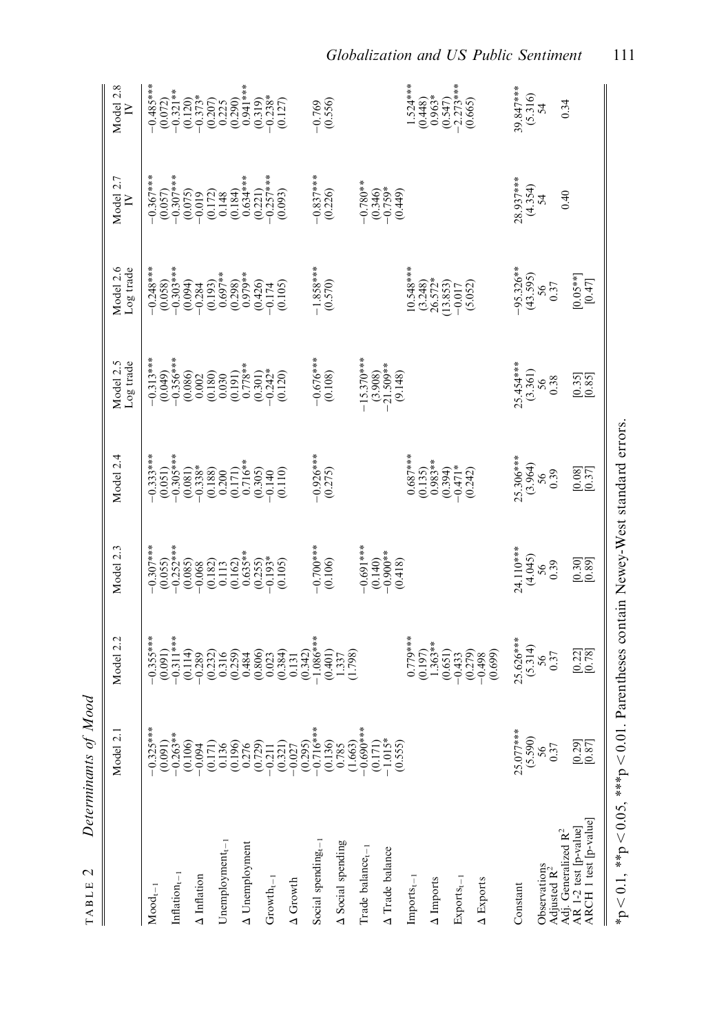TABLE 2 *Determinants of Mood*

| | Model 2.1 | Model 2.2 | Model 2.3 | Model 2.4 | Model 2.5 Log trade | Model 2.6 Log trade | Model 2.7 IV | Model 2.8 IV |
|---|---|---|---|---|---|---|---|---|
| $Mood_{t-1}$ | −0.325*** | −0.355*** | −0.307*** | −0.333*** | −0.313*** | −0.248*** | −0.367*** | −0.485*** |
| | (0.091) | (0.091) | (0.055) | (0.051) | (0.049) | (0.058) | (0.057) | (0.072) |
| $Inflation_{t-1}$ | −0.263** | −0.311*** | −0.252*** | −0.305*** | −0.356*** | −0.303*** | −0.307*** | −0.321** |
| | (0.106) | (0.114) | (0.085) | (0.081) | (0.086) | (0.094) | (0.075) | (0.120) |
| Δ Inflation | −0.094 | −0.289 | −0.068 | −0.338* | 0.002 | −0.284 | −0.019 | −0.373* |
| | (0.171) | (0.232) | (0.182) | (0.188) | (0.180) | (0.193) | (0.172) | (0.207) |
| $Unemployment_{t-1}$ | 0.136 | 0.316 | 0.113 | 0.200 | 0.030 | 0.697** | 0.148 | 0.225 |
| | (0.196) | (0.259) | (0.162) | (0.171) | (0.191) | (0.298) | (0.184) | (0.290) |
| Δ Unemployment | 0.276 | 0.484 | 0.635** | 0.716** | 0.778** | 0.979** | 0.634*** | 0.941*** |
| | (0.729) | (0.806) | (0.255) | (0.305) | (0.301) | (0.426) | (0.221) | (0.319) |
| $Growth_{t-1}$ | −0.211 | 0.023 | −0.193* | −0.140 | −0.242* | −0.174 | −0.257*** | −0.238* |
| | (0.321) | (0.384) | (0.105) | (0.110) | (0.120) | (0.105) | (0.093) | (0.127) |
| Δ Growth | −0.027 | 0.131 | | | | | | |
| | (0.295) | (0.342) | | | | | | |
| Social $spending_{t-1}$ | −0.716*** | −1.086*** | −0.700*** | −0.926*** | −0.676*** | −1.858*** | −0.837*** | −0.769 |
| | (0.136) | (0.401) | (0.106) | (0.275) | (0.108) | (0.570) | (0.226) | (0.556) |
| Δ Social spending | 0.785 | 1.337 | | | | | | |
| | (1.663) | (1.798) | | | | | | |
| Trade $balance_{t-1}$ | −0.690*** | | −0.691*** | | −15.370*** | | −0.780** | |
| | (0.171) | | (0.140) | | (3.908) | | (0.346) | |
| Δ Trade balance | −1.015* | | −0.900** | | −21.509** | | −0.759* | |
| | (0.555) | | (0.418) | | (9.148) | | (0.449) | |
| $Imports_{t-1}$ | | 0.779*** | | 0.687*** | | 10.548*** | | 1.524*** |
| | | (0.197) | | (0.135) | | (3.248) | | (0.448) |
| Δ Imports | | 1.363** | | 0.983** | | 26.572* | | 0.963* |
| | | (0.651) | | (0.394) | | (13.853) | | (0.547) |
| $Exports_{t-1}$ | | −0.433 | | −0.471* | | −0.017 | | −2.273*** |
| | | (0.279) | | (0.242) | | (5.052) | | (0.665) |
| Δ Exports | | −0.498 | | | | | | |
| | | (0.699) | | | | | | |
| Constant | 25.077*** | 25.626*** | 24.110*** | 25.306*** | 25.454*** | −95.326** | 28.937*** | 39.847*** |
| | (5.590) | (5.314) | (4.045) | (3.964) | (3.361) | (43.595) | (4.354) | (5.316) |
| Observations | 56 | 56 | 56 | 56 | 56 | 56 | 54 | 54 |
| Adjusted $R^2$ | 0.37 | 0.37 | 0.39 | 0.39 | 0.38 | 0.37 | | |
| Adj. Generalized $R^2$ | | | | | | | 0.40 | 0.34 |
| AR 1-2 test [p-value] | [0.29] | [0.22] | [0.30] | [0.08] | [0.35] | [0.05**] | | |
| ARCH 1 test [p-value] | [0.87] | [0.78] | [0.89] | [0.37] | [0.85] | [0.47] | | |

*$p < 0.1$, **$p < 0.05$, ***$p < 0.01$. Parentheses contain Newey-West standard errors.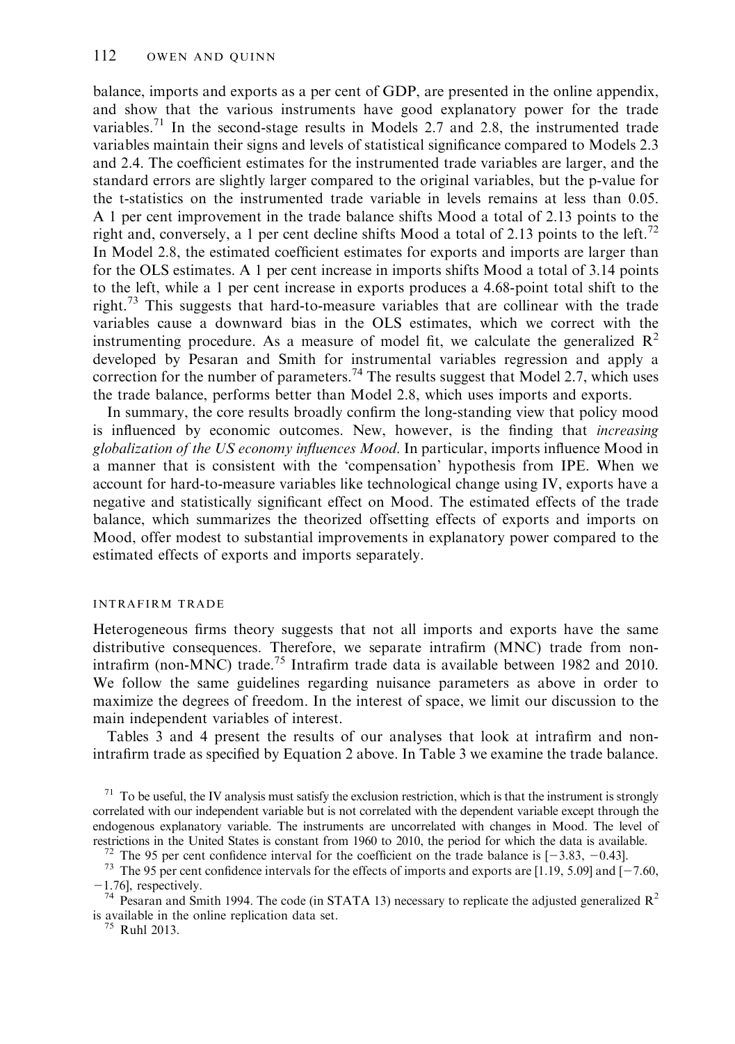balance, imports and exports as a per cent of GDP, are presented in the online appendix, and show that the various instruments have good explanatory power for the trade variables.[71] In the second-stage results in Models 2.7 and 2.8, the instrumented trade variables maintain their signs and levels of statistical significance compared to Models 2.3 and 2.4. The coefficient estimates for the instrumented trade variables are larger, and the standard errors are slightly larger compared to the original variables, but the p-value for the t-statistics on the instrumented trade variable in levels remains at less than 0.05. A 1 per cent improvement in the trade balance shifts Mood a total of 2.13 points to the right and, conversely, a 1 per cent decline shifts Mood a total of 2.13 points to the left.[72] In Model 2.8, the estimated coefficient estimates for exports and imports are larger than for the OLS estimates. A 1 per cent increase in imports shifts Mood a total of 3.14 points to the left, while a 1 per cent increase in exports produces a 4.68-point total shift to the right.[73] This suggests that hard-to-measure variables that are collinear with the trade variables cause a downward bias in the OLS estimates, which we correct with the instrumenting procedure. As a measure of model fit, we calculate the generalized $R^2$ developed by Pesaran and Smith for instrumental variables regression and apply a correction for the number of parameters.[74] The results suggest that Model 2.7, which uses the trade balance, performs better than Model 2.8, which uses imports and exports.

In summary, the core results broadly confirm the long-standing view that policy mood is influenced by economic outcomes. New, however, is the finding that *increasing globalization of the US economy influences Mood*. In particular, imports influence Mood in a manner that is consistent with the 'compensation' hypothesis from IPE. When we account for hard-to-measure variables like technological change using IV, exports have a negative and statistically significant effect on Mood. The estimated effects of the trade balance, which summarizes the theorized offsetting effects of exports and imports on Mood, offer modest to substantial improvements in explanatory power compared to the estimated effects of exports and imports separately.

### INTRAFIRM TRADE

Heterogeneous firms theory suggests that not all imports and exports have the same distributive consequences. Therefore, we separate intrafirm (MNC) trade from non-intrafirm (non-MNC) trade.[75] Intrafirm trade data is available between 1982 and 2010. We follow the same guidelines regarding nuisance parameters as above in order to maximize the degrees of freedom. In the interest of space, we limit our discussion to the main independent variables of interest.

Tables 3 and 4 present the results of our analyses that look at intrafirm and non-intrafirm trade as specified by Equation 2 above. In Table 3 we examine the trade balance.

[71] To be useful, the IV analysis must satisfy the exclusion restriction, which is that the instrument is strongly correlated with our independent variable but is not correlated with the dependent variable except through the endogenous explanatory variable. The instruments are uncorrelated with changes in Mood. The level of restrictions in the United States is constant from 1960 to 2010, the period for which the data is available.

[72] The 95 per cent confidence interval for the coefficient on the trade balance is [−3.83, −0.43].

[73] The 95 per cent confidence intervals for the effects of imports and exports are [1.19, 5.09] and [−7.60, −1.76], respectively.

[74] Pesaran and Smith 1994. The code (in STATA 13) necessary to replicate the adjusted generalized $R^2$ is available in the online replication data set.

[75] Ruhl 2013.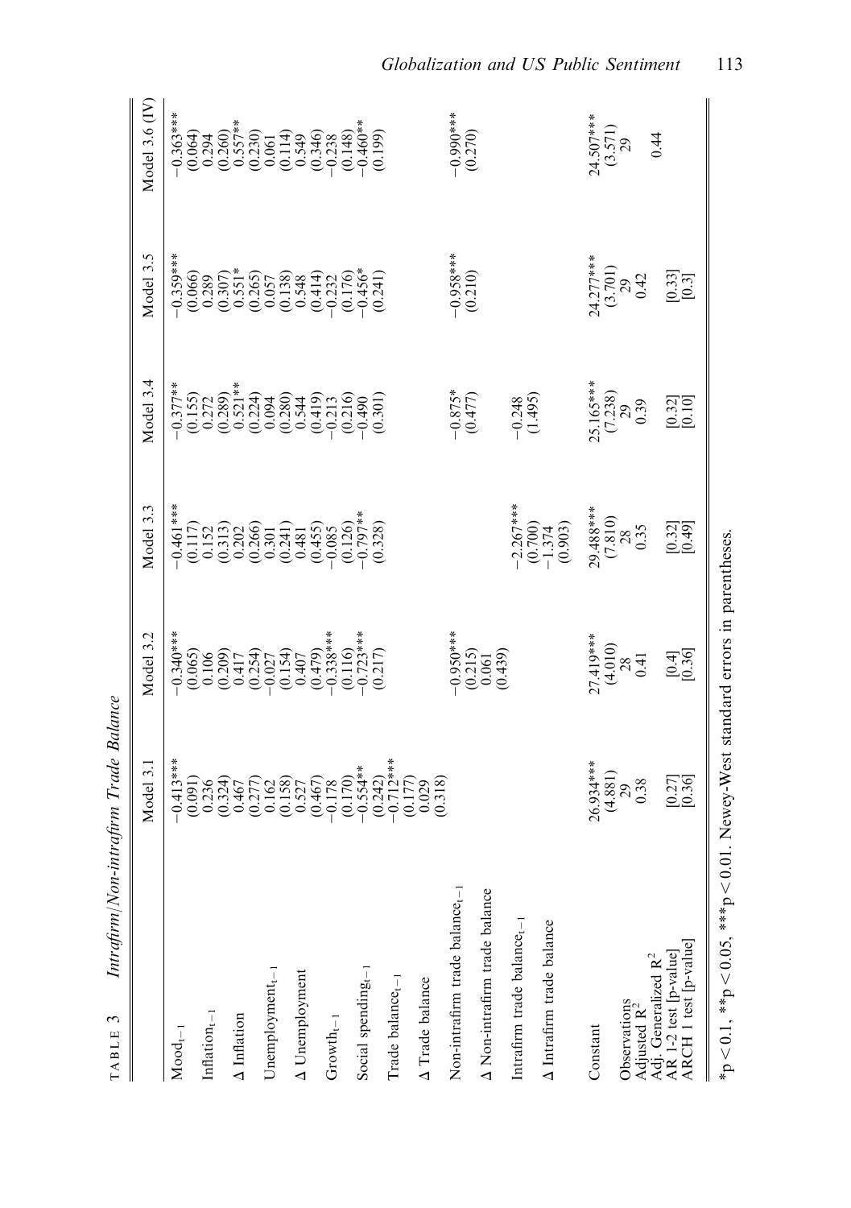TABLE 3 *Intrafirm/Non-intrafirm Trade Balance*

| | Model 3.1 | Model 3.2 | Model 3.3 | Model 3.4 | Model 3.5 | Model 3.6 (IV) |
|---|---|---|---|---|---|---|
| $Mood_{t-1}$ | −0.413*** | −0.340*** | −0.461*** | −0.377** | −0.359*** | −0.363*** |
| | (0.091) | (0.065) | (0.117) | (0.155) | (0.066) | (0.064) |
| $Inflation_{t-1}$ | 0.236 | 0.106 | 0.152 | 0.272 | 0.289 | 0.294 |
| | (0.324) | (0.209) | (0.313) | (0.289) | (0.307) | (0.260) |
| Δ Inflation | 0.467 | 0.417 | 0.202 | 0.521** | 0.551* | 0.557** |
| | (0.277) | (0.254) | (0.266) | (0.224) | (0.265) | (0.230) |
| $Unemployment_{t-1}$ | 0.162 | −0.027 | 0.301 | 0.094 | 0.057 | 0.061 |
| | (0.158) | (0.154) | (0.241) | (0.280) | (0.138) | (0.114) |
| Δ Unemployment | 0.527 | 0.407 | 0.481 | 0.544 | 0.548 | 0.549 |
| | (0.467) | (0.479) | (0.455) | (0.419) | (0.414) | (0.346) |
| $Growth_{t-1}$ | −0.178 | −0.338*** | −0.085 | −0.213 | −0.232 | −0.238 |
| | (0.170) | (0.116) | (0.126) | (0.216) | (0.176) | (0.148) |
| Social $spending_{t-1}$ | −0.554** | −0.723*** | −0.797** | −0.490 | −0.456* | −0.460** |
| | (0.242) | (0.217) | (0.328) | (0.301) | (0.241) | (0.199) |
| Trade $balance_{t-1}$ | −0.712*** | | | | | |
| | (0.177) | | | | | |
| Δ Trade balance | 0.029 | | | | | |
| | (0.318) | | | | | |
| Non-intrafirm trade $balance_{t-1}$ | | −0.950*** | | −0.875* | −0.958*** | −0.990*** |
| | | (0.215) | | (0.477) | (0.210) | (0.270) |
| Δ Non-intrafirm trade balance | | 0.061 | | | | |
| | | (0.439) | | | | |
| Intrafirm trade $balance_{t-1}$ | | | −2.267*** | −0.248 | | |
| | | | (0.700) | (1.495) | | |
| Δ Intrafirm trade balance | | | −1.374 | | | |
| | | | (0.903) | | | |
| Constant | 26.934*** | 27.419*** | 29.488*** | 25.165*** | 24.277*** | 24.507*** |
| | (4.881) | (4.010) | (7.810) | (7.238) | (3.701) | (3.571) |
| Observations | 29 | 28 | 28 | 29 | 29 | 29 |
| Adjusted $R^2$ | 0.38 | 0.41 | 0.35 | 0.39 | 0.42 | |
| Adj. Generalized $R^2$ | | | | | | 0.44 |
| AR 1-2 test [p-value] | [0.27] | [0.4] | [0.32] | [0.32] | [0.33] | |
| ARCH 1 test [p-value] | [0.36] | [0.36] | [0.49] | [0.10] | [0.3] | |

*$p < 0.1$, **$p < 0.05$, ***$p < 0.01$. Newey-West standard errors in parentheses.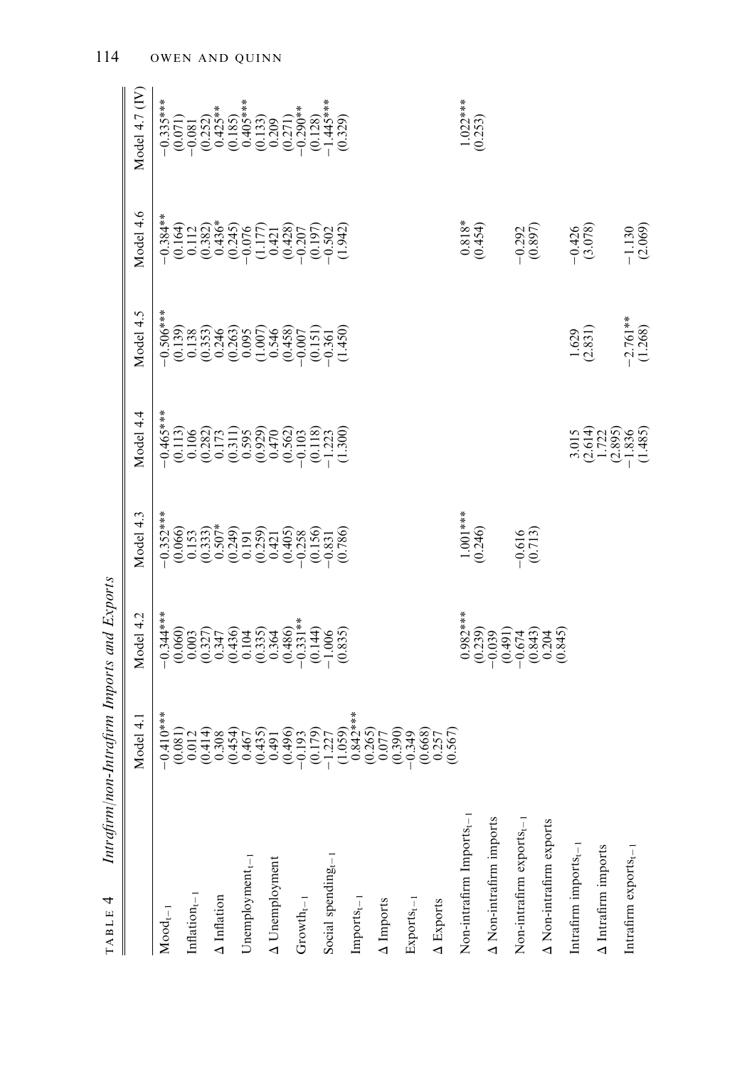TABLE 4 *Intrafirm/non-Intrafirm Imports and Exports*

| | Model 4.1 | Model 4.2 | Model 4.3 | Model 4.4 | Model 4.5 | Model 4.6 | Model 4.7 (IV) |
|---|---|---|---|---|---|---|---|
| $Mood_{t-1}$ | −0.410*** | −0.344*** | −0.352*** | −0.465*** | −0.506*** | −0.384** | −0.335*** |
| | (0.081) | (0.060) | (0.066) | (0.113) | (0.139) | (0.164) | (0.071) |
| $Inflation_{t-1}$ | 0.012 | 0.003 | 0.153 | 0.106 | 0.138 | 0.112 | −0.081 |
| | (0.414) | (0.327) | (0.333) | (0.282) | (0.353) | (0.382) | (0.252) |
| Δ Inflation | 0.308 | 0.347 | 0.507* | 0.173 | 0.246 | 0.436* | 0.425** |
| | (0.454) | (0.436) | (0.249) | (0.311) | (0.263) | (0.245) | (0.185) |
| $Unemployment_{t-1}$ | 0.467 | 0.104 | 0.191 | 0.595 | 0.095 | −0.076 | 0.405*** |
| | (0.435) | (0.335) | (0.259) | (0.929) | (1.007) | (1.177) | (0.133) |
| Δ Unemployment | 0.491 | 0.364 | 0.421 | 0.470 | 0.546 | 0.421 | 0.209 |
| | (0.496) | (0.486) | (0.405) | (0.562) | (0.458) | (0.428) | (0.271) |
| $Growth_{t-1}$ | −0.193 | −0.331** | −0.258 | −0.103 | −0.007 | −0.207 | −0.290** |
| | (0.179) | (0.144) | (0.156) | (0.118) | (0.151) | (0.197) | (0.128) |
| Social $spending_{t-1}$ | −1.227 | −1.006 | −0.831 | −1.223 | −0.361 | −0.502 | −1.445*** |
| | (1.059) | (0.835) | (0.786) | (1.300) | (1.450) | (1.942) | (0.329) |
| $Imports_{t-1}$ | 0.842*** | | | | | | |
| | (0.265) | | | | | | |
| Δ Imports | 0.077 | | | | | | |
| | (0.390) | | | | | | |
| $Exports_{t-1}$ | −0.349 | | | | | | |
| | (0.668) | | | | | | |
| Δ Exports | 0.257 | | | | | | |
| | (0.567) | | | | | | |
| Non-intrafirm $Imports_{t-1}$ | | 0.982*** | 1.001*** | | | 0.818* | 1.022*** |
| | | (0.239) | (0.246) | | | (0.454) | (0.253) |
| Δ Non-intrafirm imports | | −0.039 | | | | | |
| | | (0.491) | | | | | |
| Non-intrafirm $exports_{t-1}$ | | −0.674 | −0.616 | | | −0.292 | |
| | | (0.843) | (0.713) | | | (0.897) | |
| Δ Non-intrafirm exports | | 0.204 | | | | | |
| | | (0.845) | | | | | |
| Intrafirm $imports_{t-1}$ | | | | 3.015 | 1.629 | −0.426 | |
| | | | | (2.614) | (2.831) | (3.078) | |
| Δ Intrafirm imports | | | | 1.722 | | | |
| | | | | (2.895) | | | |
| Intrafirm $exports_{t-1}$ | | | | −1.836 | −2.761** | −1.130 | |
| | | | | (1.485) | (1.268) | (2.069) | |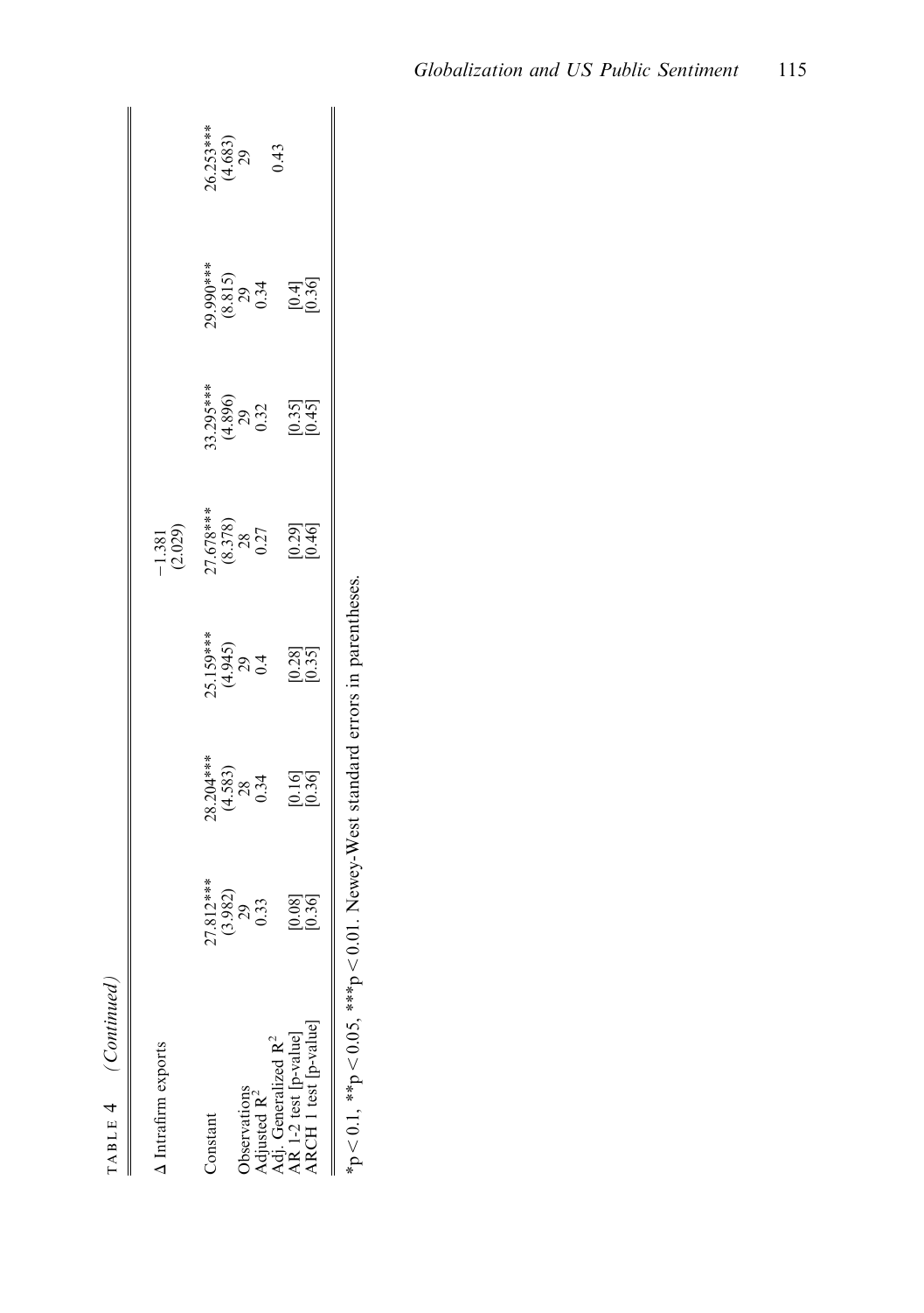TABLE 4 (*Continued*)

| | | | | | | | |
|---|---|---|---|---|---|---|---|
| Δ Intrafirm exports | | | | −1.381 | | | |
| | | | | (2.029) | | | |
| Constant | 27.812*** | 28.204*** | 25.159*** | 27.678*** | 33.295*** | 29.990*** | 26.253*** |
| | (3.982) | (4.583) | (4.945) | (8.378) | (4.896) | (8.815) | (4.683) |
| Observations | 29 | 28 | 29 | 28 | 29 | 29 | 29 |
| Adjusted $R^2$ | 0.33 | 0.34 | 0.4 | 0.27 | 0.32 | 0.34 | |
| Adj. Generalized $R^2$ | | | | | | | 0.43 |
| AR 1-2 test [p-value] | [0.08] | [0.16] | [0.28] | [0.29] | [0.35] | [0.4] | |
| ARCH 1 test [p-value] | [0.36] | [0.36] | [0.35] | [0.46] | [0.45] | [0.36] | |

*$p < 0.1$, **$p < 0.05$, ***$p < 0.01$. Newey-West standard errors in parentheses.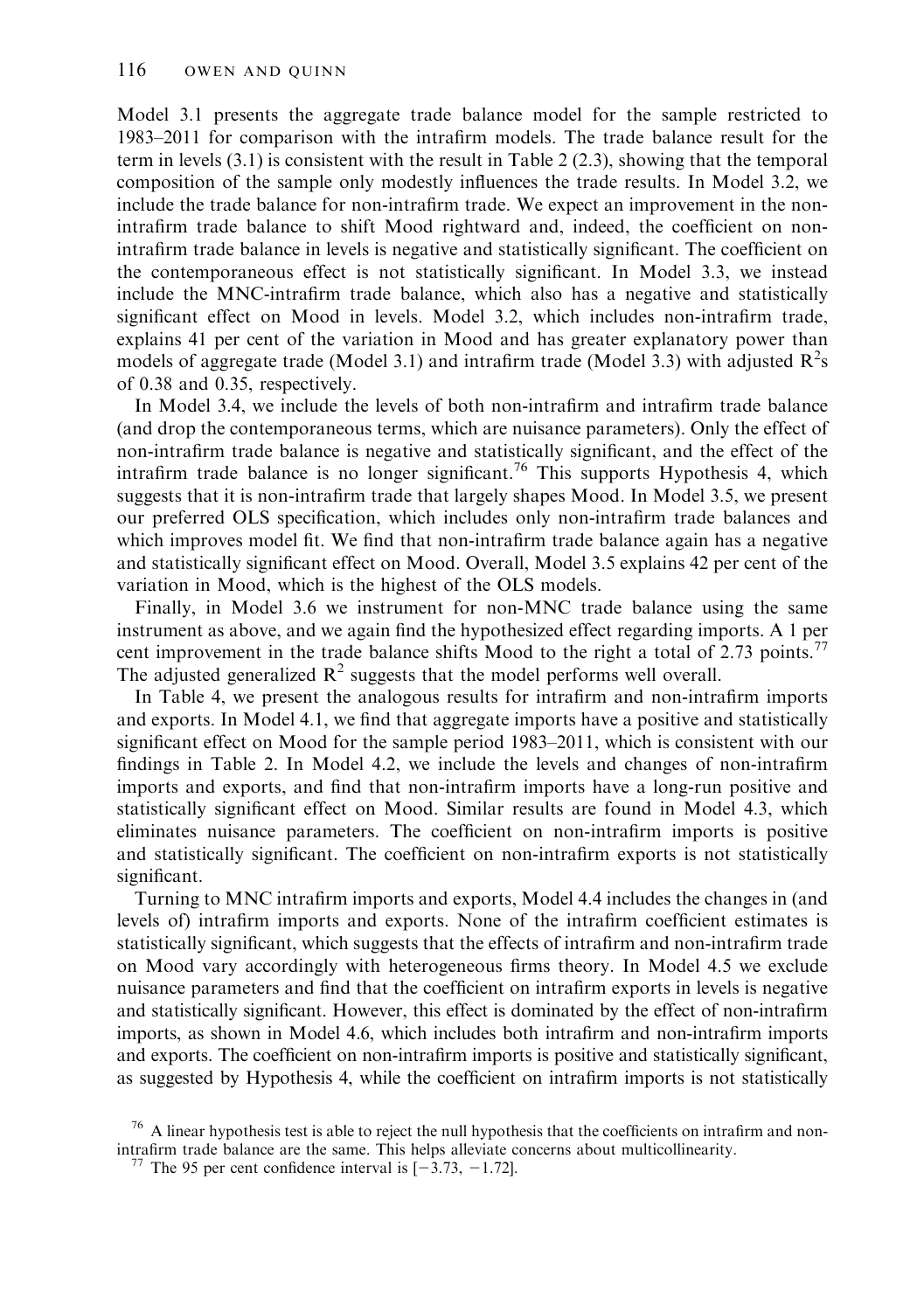Model 3.1 presents the aggregate trade balance model for the sample restricted to 1983–2011 for comparison with the intrafirm models. The trade balance result for the term in levels (3.1) is consistent with the result in Table 2 (2.3), showing that the temporal composition of the sample only modestly influences the trade results. In Model 3.2, we include the trade balance for non-intrafirm trade. We expect an improvement in the non-intrafirm trade balance to shift Mood rightward and, indeed, the coefficient on non-intrafirm trade balance in levels is negative and statistically significant. The coefficient on the contemporaneous effect is not statistically significant. In Model 3.3, we instead include the MNC-intrafirm trade balance, which also has a negative and statistically significant effect on Mood in levels. Model 3.2, which includes non-intrafirm trade, explains 41 per cent of the variation in Mood and has greater explanatory power than models of aggregate trade (Model 3.1) and intrafirm trade (Model 3.3) with adjusted $R^2$s of 0.38 and 0.35, respectively.

In Model 3.4, we include the levels of both non-intrafirm and intrafirm trade balance (and drop the contemporaneous terms, which are nuisance parameters). Only the effect of non-intrafirm trade balance is negative and statistically significant, and the effect of the intrafirm trade balance is no longer significant.[76] This supports Hypothesis 4, which suggests that it is non-intrafirm trade that largely shapes Mood. In Model 3.5, we present our preferred OLS specification, which includes only non-intrafirm trade balances and which improves model fit. We find that non-intrafirm trade balance again has a negative and statistically significant effect on Mood. Overall, Model 3.5 explains 42 per cent of the variation in Mood, which is the highest of the OLS models.

Finally, in Model 3.6 we instrument for non-MNC trade balance using the same instrument as above, and we again find the hypothesized effect regarding imports. A 1 per cent improvement in the trade balance shifts Mood to the right a total of 2.73 points.[77] The adjusted generalized $R^2$ suggests that the model performs well overall.

In Table 4, we present the analogous results for intrafirm and non-intrafirm imports and exports. In Model 4.1, we find that aggregate imports have a positive and statistically significant effect on Mood for the sample period 1983–2011, which is consistent with our findings in Table 2. In Model 4.2, we include the levels and changes of non-intrafirm imports and exports, and find that non-intrafirm imports have a long-run positive and statistically significant effect on Mood. Similar results are found in Model 4.3, which eliminates nuisance parameters. The coefficient on non-intrafirm imports is positive and statistically significant. The coefficient on non-intrafirm exports is not statistically significant.

Turning to MNC intrafirm imports and exports, Model 4.4 includes the changes in (and levels of) intrafirm imports and exports. None of the intrafirm coefficient estimates is statistically significant, which suggests that the effects of intrafirm and non-intrafirm trade on Mood vary accordingly with heterogeneous firms theory. In Model 4.5 we exclude nuisance parameters and find that the coefficient on intrafirm exports in levels is negative and statistically significant. However, this effect is dominated by the effect of non-intrafirm imports, as shown in Model 4.6, which includes both intrafirm and non-intrafirm imports and exports. The coefficient on non-intrafirm imports is positive and statistically significant, as suggested by Hypothesis 4, while the coefficient on intrafirm imports is not statistically

[76] A linear hypothesis test is able to reject the null hypothesis that the coefficients on intrafirm and non-intrafirm trade balance are the same. This helps alleviate concerns about multicollinearity.

[77] The 95 per cent confidence interval is [−3.73, −1.72].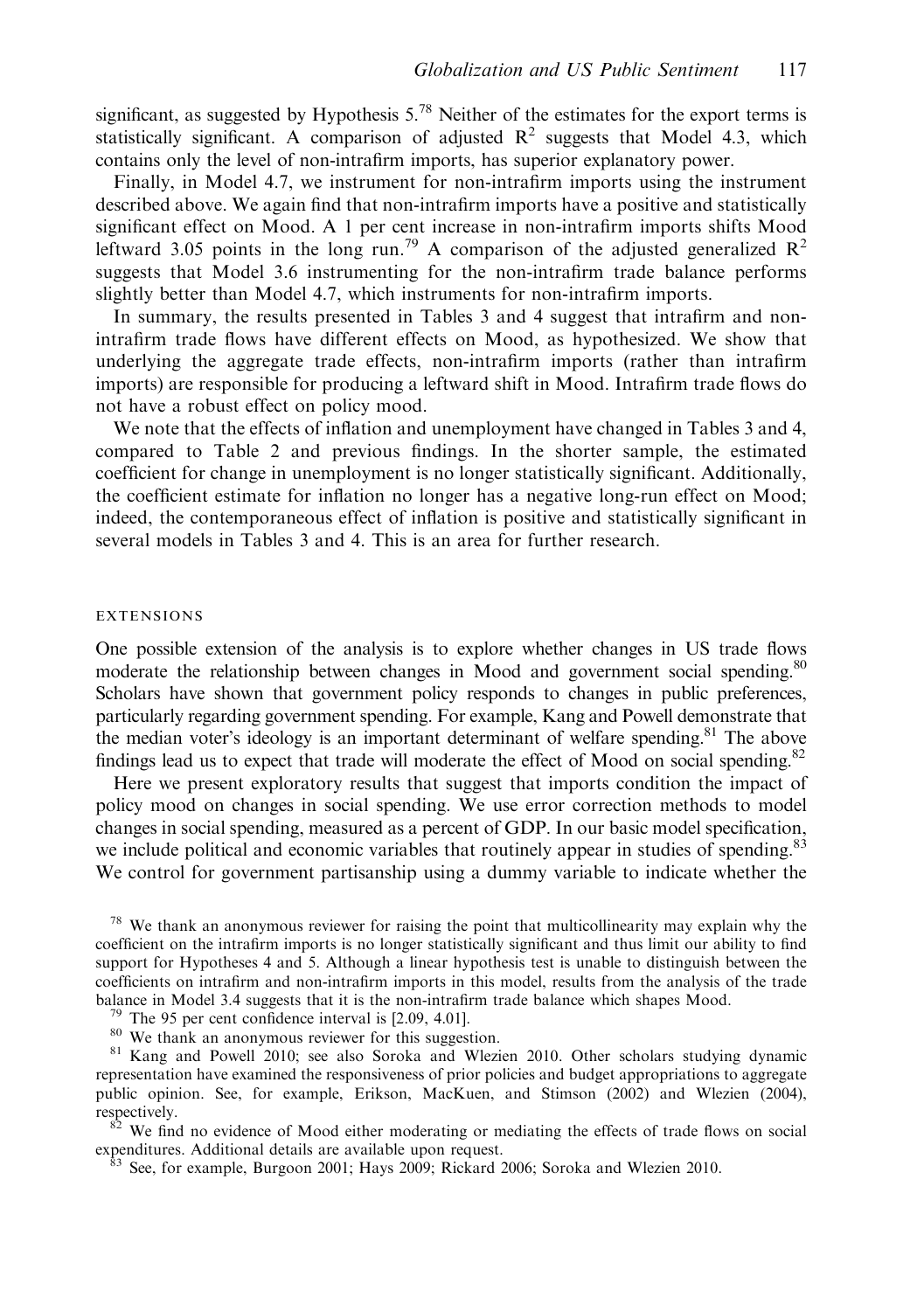significant, as suggested by Hypothesis 5.[78] Neither of the estimates for the export terms is statistically significant. A comparison of adjusted $R^2$ suggests that Model 4.3, which contains only the level of non-intrafirm imports, has superior explanatory power.

Finally, in Model 4.7, we instrument for non-intrafirm imports using the instrument described above. We again find that non-intrafirm imports have a positive and statistically significant effect on Mood. A 1 per cent increase in non-intrafirm imports shifts Mood leftward 3.05 points in the long run.[79] A comparison of the adjusted generalized $R^2$ suggests that Model 3.6 instrumenting for the non-intrafirm trade balance performs slightly better than Model 4.7, which instruments for non-intrafirm imports.

In summary, the results presented in Tables 3 and 4 suggest that intrafirm and non-intrafirm trade flows have different effects on Mood, as hypothesized. We show that underlying the aggregate trade effects, non-intrafirm imports (rather than intrafirm imports) are responsible for producing a leftward shift in Mood. Intrafirm trade flows do not have a robust effect on policy mood.

We note that the effects of inflation and unemployment have changed in Tables 3 and 4, compared to Table 2 and previous findings. In the shorter sample, the estimated coefficient for change in unemployment is no longer statistically significant. Additionally, the coefficient estimate for inflation no longer has a negative long-run effect on Mood; indeed, the contemporaneous effect of inflation is positive and statistically significant in several models in Tables 3 and 4. This is an area for further research.

## EXTENSIONS

One possible extension of the analysis is to explore whether changes in US trade flows moderate the relationship between changes in Mood and government social spending.[80] Scholars have shown that government policy responds to changes in public preferences, particularly regarding government spending. For example, Kang and Powell demonstrate that the median voter's ideology is an important determinant of welfare spending.[81] The above findings lead us to expect that trade will moderate the effect of Mood on social spending.[82]

Here we present exploratory results that suggest that imports condition the impact of policy mood on changes in social spending. We use error correction methods to model changes in social spending, measured as a percent of GDP. In our basic model specification, we include political and economic variables that routinely appear in studies of spending.[83] We control for government partisanship using a dummy variable to indicate whether the

[78] We thank an anonymous reviewer for raising the point that multicollinearity may explain why the coefficient on the intrafirm imports is no longer statistically significant and thus limit our ability to find support for Hypotheses 4 and 5. Although a linear hypothesis test is unable to distinguish between the coefficients on intrafirm and non-intrafirm imports in this model, results from the analysis of the trade balance in Model 3.4 suggests that it is the non-intrafirm trade balance which shapes Mood.

[79] The 95 per cent confidence interval is [2.09, 4.01].

[80] We thank an anonymous reviewer for this suggestion.

[81] Kang and Powell 2010; see also Soroka and Wlezien 2010. Other scholars studying dynamic representation have examined the responsiveness of prior policies and budget appropriations to aggregate public opinion. See, for example, Erikson, MacKuen, and Stimson (2002) and Wlezien (2004), respectively.

[82] We find no evidence of Mood either moderating or mediating the effects of trade flows on social expenditures. Additional details are available upon request.

[83] See, for example, Burgoon 2001; Hays 2009; Rickard 2006; Soroka and Wlezien 2010.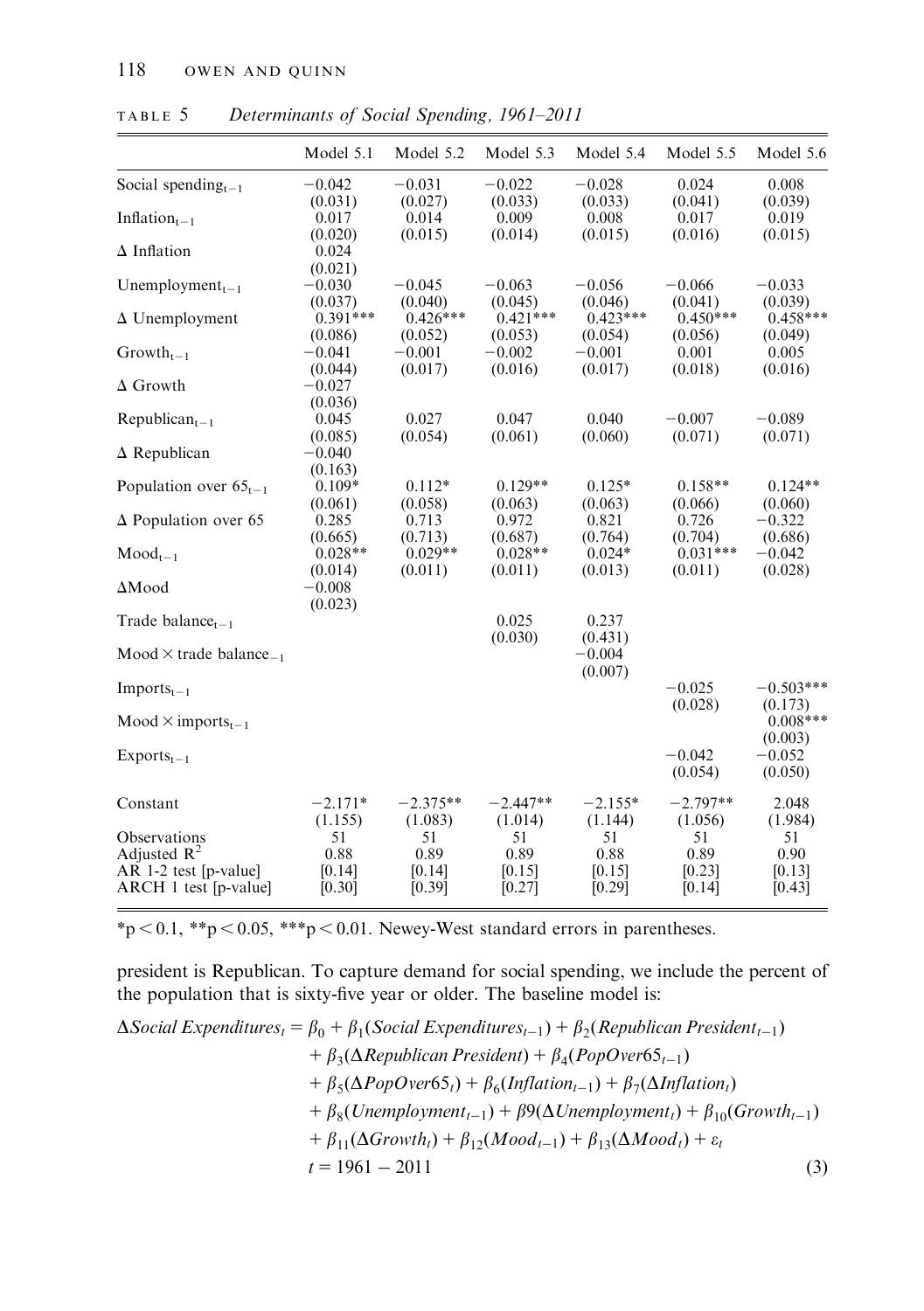TABLE 5 *Determinants of Social Spending, 1961–2011*

| | Model 5.1 | Model 5.2 | Model 5.3 | Model 5.4 | Model 5.5 | Model 5.6 |
|---|---|---|---|---|---|---|
| Social spending$_{t-1}$ | −0.042 | −0.031 | −0.022 | −0.028 | 0.024 | 0.008 |
| | (0.031) | (0.027) | (0.033) | (0.033) | (0.041) | (0.039) |
| Inflation$_{t-1}$ | 0.017 | 0.014 | 0.009 | 0.008 | 0.017 | 0.019 |
| | (0.020) | (0.015) | (0.014) | (0.015) | (0.016) | (0.015) |
| Δ Inflation | 0.024 | | | | | |
| | (0.021) | | | | | |
| Unemployment$_{t-1}$ | −0.030 | −0.045 | −0.063 | −0.056 | −0.066 | −0.033 |
| | (0.037) | (0.040) | (0.045) | (0.046) | (0.041) | (0.039) |
| Δ Unemployment | 0.391*** | 0.426*** | 0.421*** | 0.423*** | 0.450*** | 0.458*** |
| | (0.086) | (0.052) | (0.053) | (0.054) | (0.056) | (0.049) |
| Growth$_{t-1}$ | −0.041 | −0.001 | −0.002 | −0.001 | 0.001 | 0.005 |
| | (0.044) | (0.017) | (0.016) | (0.017) | (0.018) | (0.016) |
| Δ Growth | −0.027 | | | | | |
| | (0.036) | | | | | |
| Republican$_{t-1}$ | 0.045 | 0.027 | 0.047 | 0.040 | −0.007 | −0.089 |
| | (0.085) | (0.054) | (0.061) | (0.060) | (0.071) | (0.071) |
| Δ Republican | −0.040 | | | | | |
| | (0.163) | | | | | |
| Population over 65$_{t-1}$ | 0.109* | 0.112* | 0.129** | 0.125* | 0.158** | 0.124** |
| | (0.061) | (0.058) | (0.063) | (0.063) | (0.066) | (0.060) |
| Δ Population over 65 | 0.285 | 0.713 | 0.972 | 0.821 | 0.726 | −0.322 |
| | (0.665) | (0.713) | (0.687) | (0.764) | (0.704) | (0.686) |
| Mood$_{t-1}$ | 0.028** | 0.029** | 0.028** | 0.024* | 0.031*** | −0.042 |
| | (0.014) | (0.011) | (0.011) | (0.013) | (0.011) | (0.028) |
| ΔMood | −0.008 | | | | | |
| | (0.023) | | | | | |
| Trade balance$_{t-1}$ | | | 0.025 | 0.237 | | |
| | | | (0.030) | (0.431) | | |
| Mood × trade balance$_{-1}$ | | | | −0.004 | | |
| | | | | (0.007) | | |
| Imports$_{t-1}$ | | | | | −0.025 | −0.503*** |
| | | | | | (0.028) | (0.173) |
| Mood × imports$_{t-1}$ | | | | | | 0.008*** |
| | | | | | | (0.003) |
| Exports$_{t-1}$ | | | | | −0.042 | −0.052 |
| | | | | | (0.054) | (0.050) |
| Constant | −2.171* | −2.375** | −2.447** | −2.155* | −2.797** | 2.048 |
| | (1.155) | (1.083) | (1.014) | (1.144) | (1.056) | (1.984) |
| Observations | 51 | 51 | 51 | 51 | 51 | 51 |
| Adjusted $R^2$ | 0.88 | 0.89 | 0.89 | 0.88 | 0.89 | 0.90 |
| AR 1-2 test [p-value] | [0.14] | [0.14] | [0.15] | [0.15] | [0.23] | [0.13] |
| ARCH 1 test [p-value] | [0.30] | [0.39] | [0.27] | [0.29] | [0.14] | [0.43] |

*p < 0.1, **p < 0.05, ***p < 0.01. Newey-West standard errors in parentheses.

president is Republican. To capture demand for social spending, we include the percent of the population that is sixty-five year or older. The baseline model is:

$$
\begin{aligned}
\Delta Social\ Expenditures_t = {} & \beta_0 + \beta_1(Social\ Expenditures_{t-1}) + \beta_2(Republican\ President_{t-1}) \\
& + \beta_3(\Delta Republican\ President) + \beta_4(PopOver65_{t-1}) \\
& + \beta_5(\Delta PopOver65_t) + \beta_6(Inflation_{t-1}) + \beta_7(\Delta Inflation_t) \\
& + \beta_8(Unemployment_{t-1}) + \beta 9(\Delta Unemployment_t) + \beta_{10}(Growth_{t-1}) \\
& + \beta_{11}(\Delta Growth_t) + \beta_{12}(Mood_{t-1}) + \beta_{13}(\Delta Mood_t) + \varepsilon_t \\
& t = 1961 - 2011 \qquad (3)
\end{aligned}
$$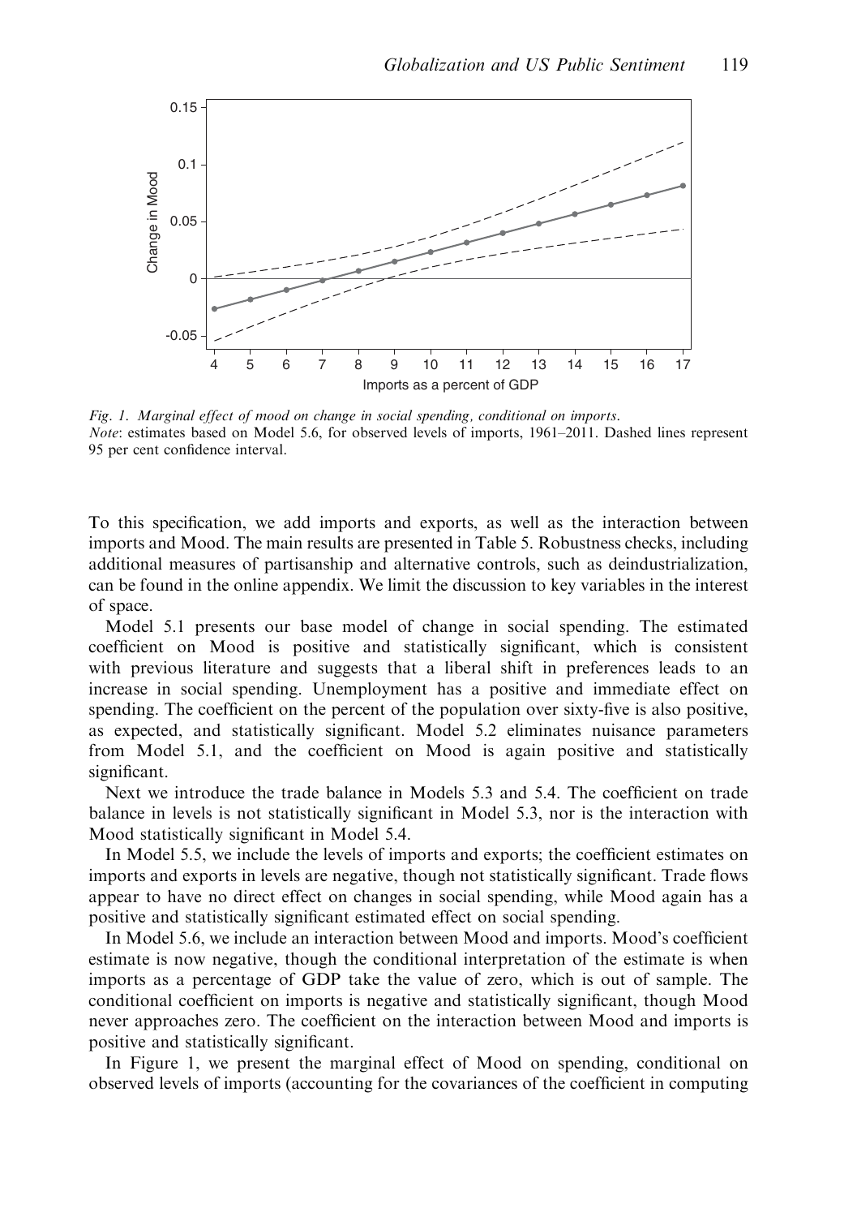Fig. 1. *Marginal effect of mood on change in social spending, conditional on imports.*
*Note*: estimates based on Model 5.6, for observed levels of imports, 1961–2011. Dashed lines represent 95 per cent confidence interval.

To this specification, we add imports and exports, as well as the interaction between imports and Mood. The main results are presented in Table 5. Robustness checks, including additional measures of partisanship and alternative controls, such as deindustrialization, can be found in the online appendix. We limit the discussion to key variables in the interest of space.

Model 5.1 presents our base model of change in social spending. The estimated coefficient on Mood is positive and statistically significant, which is consistent with previous literature and suggests that a liberal shift in preferences leads to an increase in social spending. Unemployment has a positive and immediate effect on spending. The coefficient on the percent of the population over sixty-five is also positive, as expected, and statistically significant. Model 5.2 eliminates nuisance parameters from Model 5.1, and the coefficient on Mood is again positive and statistically significant.

Next we introduce the trade balance in Models 5.3 and 5.4. The coefficient on trade balance in levels is not statistically significant in Model 5.3, nor is the interaction with Mood statistically significant in Model 5.4.

In Model 5.5, we include the levels of imports and exports; the coefficient estimates on imports and exports in levels are negative, though not statistically significant. Trade flows appear to have no direct effect on changes in social spending, while Mood again has a positive and statistically significant estimated effect on social spending.

In Model 5.6, we include an interaction between Mood and imports. Mood's coefficient estimate is now negative, though the conditional interpretation of the estimate is when imports as a percentage of GDP take the value of zero, which is out of sample. The conditional coefficient on imports is negative and statistically significant, though Mood never approaches zero. The coefficient on the interaction between Mood and imports is positive and statistically significant.

In Figure 1, we present the marginal effect of Mood on spending, conditional on observed levels of imports (accounting for the covariances of the coefficient in computing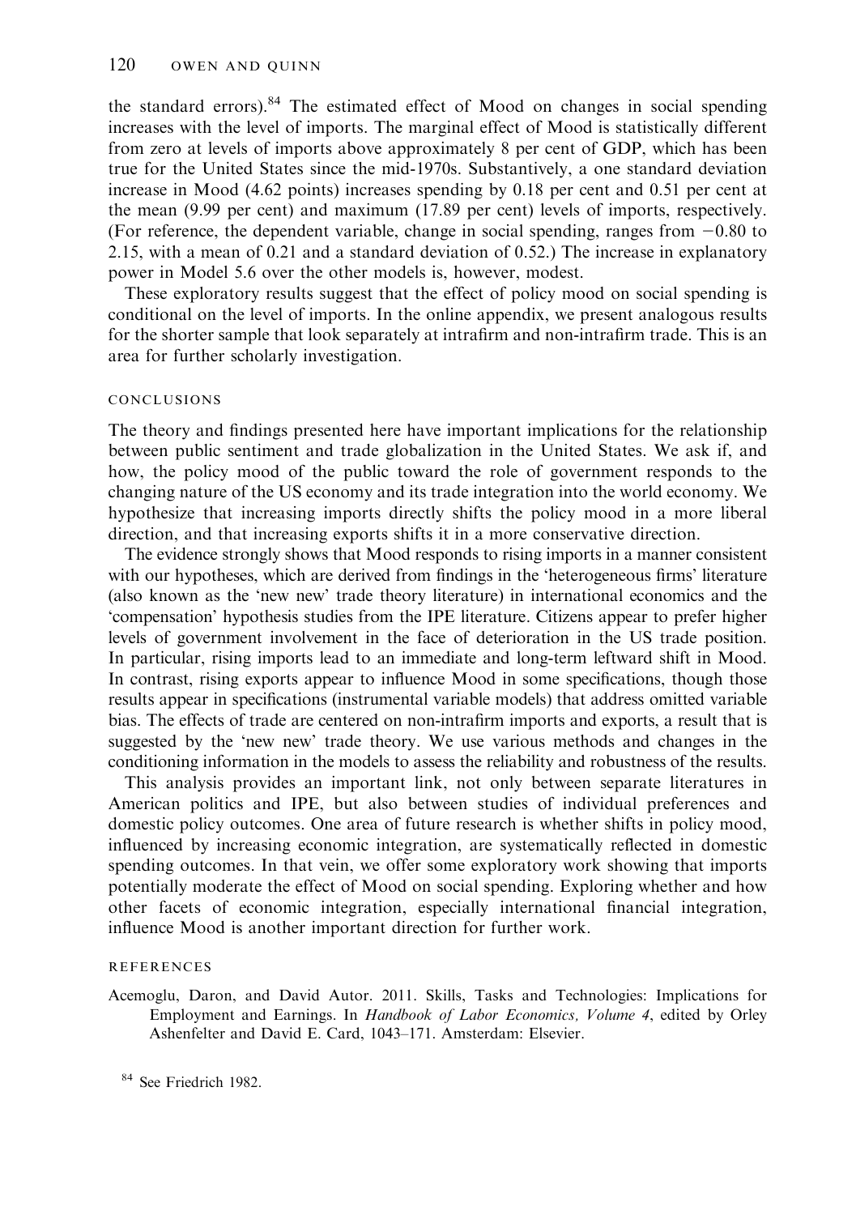the standard errors).[84] The estimated effect of Mood on changes in social spending increases with the level of imports. The marginal effect of Mood is statistically different from zero at levels of imports above approximately 8 per cent of GDP, which has been true for the United States since the mid-1970s. Substantively, a one standard deviation increase in Mood (4.62 points) increases spending by 0.18 per cent and 0.51 per cent at the mean (9.99 per cent) and maximum (17.89 per cent) levels of imports, respectively. (For reference, the dependent variable, change in social spending, ranges from −0.80 to 2.15, with a mean of 0.21 and a standard deviation of 0.52.) The increase in explanatory power in Model 5.6 over the other models is, however, modest.

These exploratory results suggest that the effect of policy mood on social spending is conditional on the level of imports. In the online appendix, we present analogous results for the shorter sample that look separately at intrafirm and non-intrafirm trade. This is an area for further scholarly investigation.

## CONCLUSIONS

The theory and findings presented here have important implications for the relationship between public sentiment and trade globalization in the United States. We ask if, and how, the policy mood of the public toward the role of government responds to the changing nature of the US economy and its trade integration into the world economy. We hypothesize that increasing imports directly shifts the policy mood in a more liberal direction, and that increasing exports shifts it in a more conservative direction.

The evidence strongly shows that Mood responds to rising imports in a manner consistent with our hypotheses, which are derived from findings in the 'heterogeneous firms' literature (also known as the 'new new' trade theory literature) in international economics and the 'compensation' hypothesis studies from the IPE literature. Citizens appear to prefer higher levels of government involvement in the face of deterioration in the US trade position. In particular, rising imports lead to an immediate and long-term leftward shift in Mood. In contrast, rising exports appear to influence Mood in some specifications, though those results appear in specifications (instrumental variable models) that address omitted variable bias. The effects of trade are centered on non-intrafirm imports and exports, a result that is suggested by the 'new new' trade theory. We use various methods and changes in the conditioning information in the models to assess the reliability and robustness of the results.

This analysis provides an important link, not only between separate literatures in American politics and IPE, but also between studies of individual preferences and domestic policy outcomes. One area of future research is whether shifts in policy mood, influenced by increasing economic integration, are systematically reflected in domestic spending outcomes. In that vein, we offer some exploratory work showing that imports potentially moderate the effect of Mood on social spending. Exploring whether and how other facets of economic integration, especially international financial integration, influence Mood is another important direction for further work.

## REFERENCES

Acemoglu, Daron, and David Autor. 2011. Skills, Tasks and Technologies: Implications for Employment and Earnings. In *Handbook of Labor Economics, Volume 4*, edited by Orley Ashenfelter and David E. Card, 1043–171. Amsterdam: Elsevier.

[84] See Friedrich 1982.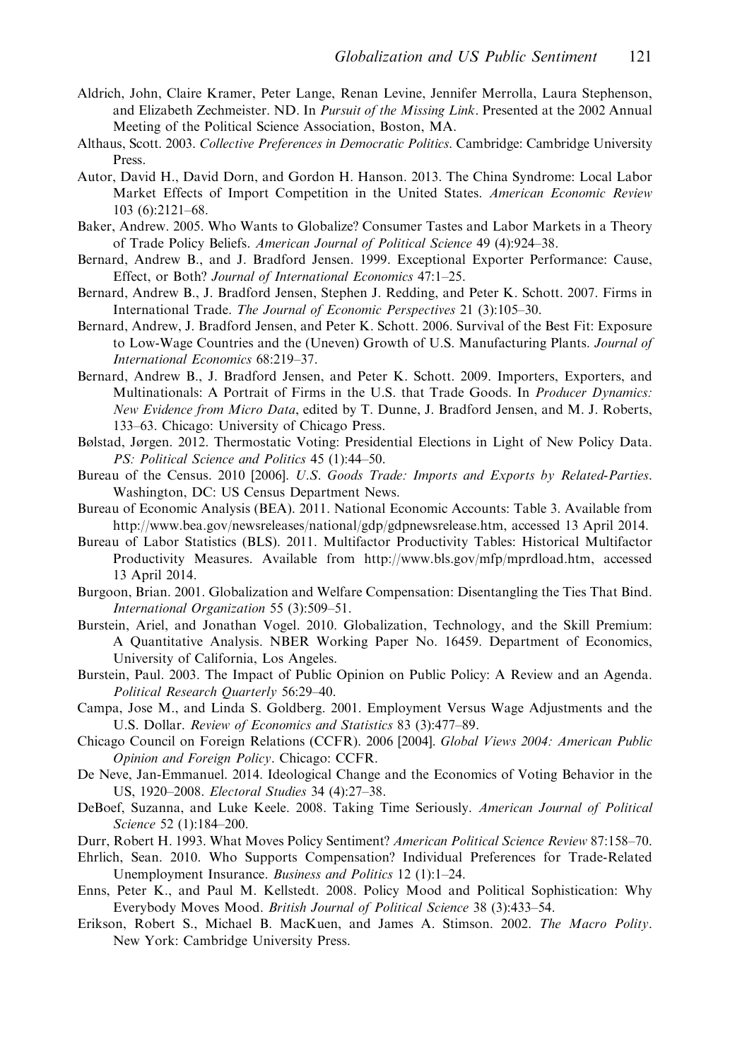Aldrich, John, Claire Kramer, Peter Lange, Renan Levine, Jennifer Merrolla, Laura Stephenson, and Elizabeth Zechmeister. ND. In *Pursuit of the Missing Link*. Presented at the 2002 Annual Meeting of the Political Science Association, Boston, MA.

Althaus, Scott. 2003. *Collective Preferences in Democratic Politics*. Cambridge: Cambridge University Press.

Autor, David H., David Dorn, and Gordon H. Hanson. 2013. The China Syndrome: Local Labor Market Effects of Import Competition in the United States. *American Economic Review* 103 (6):2121–68.

Baker, Andrew. 2005. Who Wants to Globalize? Consumer Tastes and Labor Markets in a Theory of Trade Policy Beliefs. *American Journal of Political Science* 49 (4):924–38.

Bernard, Andrew B., and J. Bradford Jensen. 1999. Exceptional Exporter Performance: Cause, Effect, or Both? *Journal of International Economics* 47:1–25.

Bernard, Andrew B., J. Bradford Jensen, Stephen J. Redding, and Peter K. Schott. 2007. Firms in International Trade. *The Journal of Economic Perspectives* 21 (3):105–30.

Bernard, Andrew, J. Bradford Jensen, and Peter K. Schott. 2006. Survival of the Best Fit: Exposure to Low-Wage Countries and the (Uneven) Growth of U.S. Manufacturing Plants. *Journal of International Economics* 68:219–37.

Bernard, Andrew B., J. Bradford Jensen, and Peter K. Schott. 2009. Importers, Exporters, and Multinationals: A Portrait of Firms in the U.S. that Trade Goods. In *Producer Dynamics: New Evidence from Micro Data*, edited by T. Dunne, J. Bradford Jensen, and M. J. Roberts, 133–63. Chicago: University of Chicago Press.

Bølstad, Jørgen. 2012. Thermostatic Voting: Presidential Elections in Light of New Policy Data. *PS: Political Science and Politics* 45 (1):44–50.

Bureau of the Census. 2010 [2006]. *U.S. Goods Trade: Imports and Exports by Related-Parties*. Washington, DC: US Census Department News.

Bureau of Economic Analysis (BEA). 2011. National Economic Accounts: Table 3. Available from http://www.bea.gov/newsreleases/national/gdp/gdpnewsrelease.htm, accessed 13 April 2014.

Bureau of Labor Statistics (BLS). 2011. Multifactor Productivity Tables: Historical Multifactor Productivity Measures. Available from http://www.bls.gov/mfp/mprdload.htm, accessed 13 April 2014.

Burgoon, Brian. 2001. Globalization and Welfare Compensation: Disentangling the Ties That Bind. *International Organization* 55 (3):509–51.

Burstein, Ariel, and Jonathan Vogel. 2010. Globalization, Technology, and the Skill Premium: A Quantitative Analysis. NBER Working Paper No. 16459. Department of Economics, University of California, Los Angeles.

Burstein, Paul. 2003. The Impact of Public Opinion on Public Policy: A Review and an Agenda. *Political Research Quarterly* 56:29–40.

Campa, Jose M., and Linda S. Goldberg. 2001. Employment Versus Wage Adjustments and the U.S. Dollar. *Review of Economics and Statistics* 83 (3):477–89.

Chicago Council on Foreign Relations (CCFR). 2006 [2004]. *Global Views 2004: American Public Opinion and Foreign Policy*. Chicago: CCFR.

De Neve, Jan-Emmanuel. 2014. Ideological Change and the Economics of Voting Behavior in the US, 1920–2008. *Electoral Studies* 34 (4):27–38.

DeBoef, Suzanna, and Luke Keele. 2008. Taking Time Seriously. *American Journal of Political Science* 52 (1):184–200.

Durr, Robert H. 1993. What Moves Policy Sentiment? *American Political Science Review* 87:158–70.

Ehrlich, Sean. 2010. Who Supports Compensation? Individual Preferences for Trade-Related Unemployment Insurance. *Business and Politics* 12 (1):1–24.

Enns, Peter K., and Paul M. Kellstedt. 2008. Policy Mood and Political Sophistication: Why Everybody Moves Mood. *British Journal of Political Science* 38 (3):433–54.

Erikson, Robert S., Michael B. MacKuen, and James A. Stimson. 2002. *The Macro Polity*. New York: Cambridge University Press.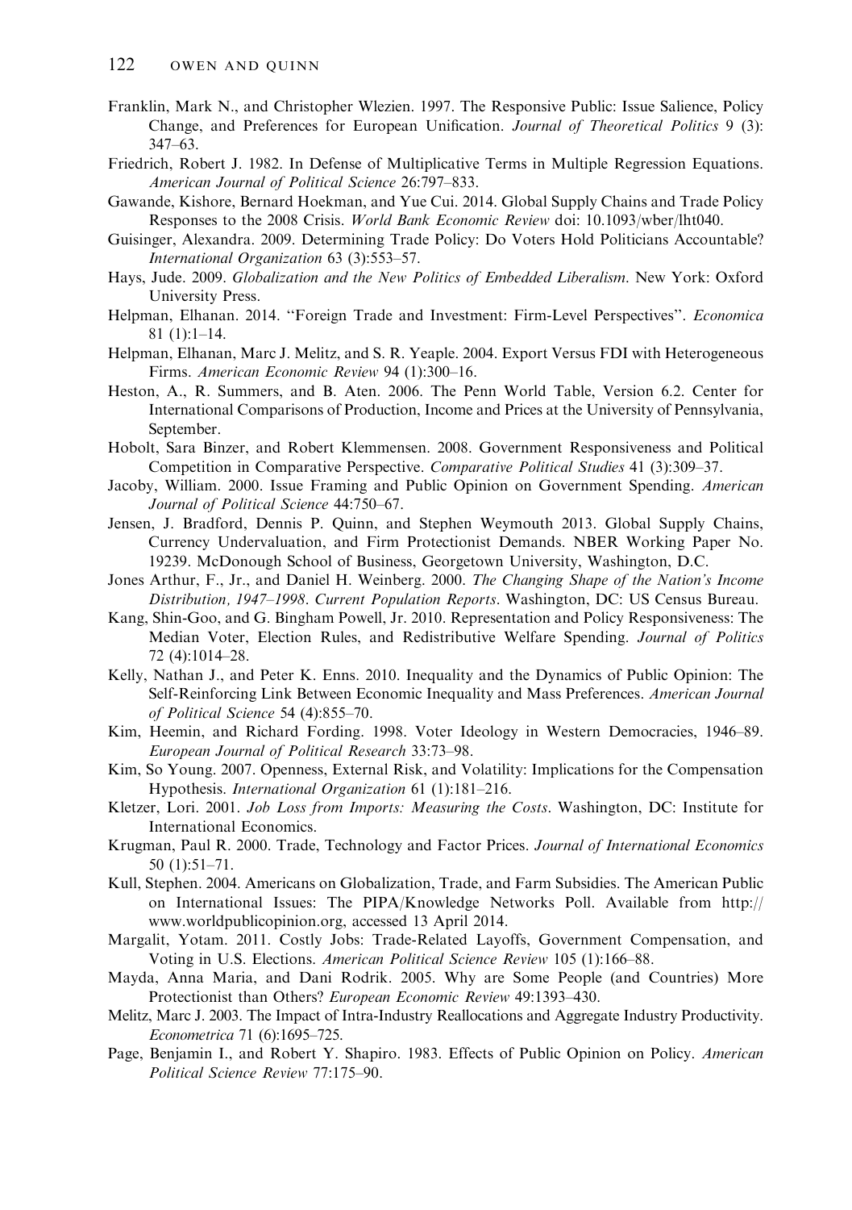Franklin, Mark N., and Christopher Wlezien. 1997. The Responsive Public: Issue Salience, Policy Change, and Preferences for European Unification. *Journal of Theoretical Politics* 9 (3): 347–63.

Friedrich, Robert J. 1982. In Defense of Multiplicative Terms in Multiple Regression Equations. *American Journal of Political Science* 26:797–833.

Gawande, Kishore, Bernard Hoekman, and Yue Cui. 2014. Global Supply Chains and Trade Policy Responses to the 2008 Crisis. *World Bank Economic Review* doi: 10.1093/wber/lht040.

Guisinger, Alexandra. 2009. Determining Trade Policy: Do Voters Hold Politicians Accountable? *International Organization* 63 (3):553–57.

Hays, Jude. 2009. *Globalization and the New Politics of Embedded Liberalism*. New York: Oxford University Press.

Helpman, Elhanan. 2014. "Foreign Trade and Investment: Firm-Level Perspectives". *Economica* 81 (1):1–14.

Helpman, Elhanan, Marc J. Melitz, and S. R. Yeaple. 2004. Export Versus FDI with Heterogeneous Firms. *American Economic Review* 94 (1):300–16.

Heston, A., R. Summers, and B. Aten. 2006. The Penn World Table, Version 6.2. Center for International Comparisons of Production, Income and Prices at the University of Pennsylvania, September.

Hobolt, Sara Binzer, and Robert Klemmensen. 2008. Government Responsiveness and Political Competition in Comparative Perspective. *Comparative Political Studies* 41 (3):309–37.

Jacoby, William. 2000. Issue Framing and Public Opinion on Government Spending. *American Journal of Political Science* 44:750–67.

Jensen, J. Bradford, Dennis P. Quinn, and Stephen Weymouth 2013. Global Supply Chains, Currency Undervaluation, and Firm Protectionist Demands. NBER Working Paper No. 19239. McDonough School of Business, Georgetown University, Washington, D.C.

Jones Arthur, F., Jr., and Daniel H. Weinberg. 2000. *The Changing Shape of the Nation's Income Distribution, 1947–1998*. *Current Population Reports*. Washington, DC: US Census Bureau.

Kang, Shin-Goo, and G. Bingham Powell, Jr. 2010. Representation and Policy Responsiveness: The Median Voter, Election Rules, and Redistributive Welfare Spending. *Journal of Politics* 72 (4):1014–28.

Kelly, Nathan J., and Peter K. Enns. 2010. Inequality and the Dynamics of Public Opinion: The Self-Reinforcing Link Between Economic Inequality and Mass Preferences. *American Journal of Political Science* 54 (4):855–70.

Kim, Heemin, and Richard Fording. 1998. Voter Ideology in Western Democracies, 1946–89. *European Journal of Political Research* 33:73–98.

Kim, So Young. 2007. Openness, External Risk, and Volatility: Implications for the Compensation Hypothesis. *International Organization* 61 (1):181–216.

Kletzer, Lori. 2001. *Job Loss from Imports: Measuring the Costs*. Washington, DC: Institute for International Economics.

Krugman, Paul R. 2000. Trade, Technology and Factor Prices. *Journal of International Economics* 50 (1):51–71.

Kull, Stephen. 2004. Americans on Globalization, Trade, and Farm Subsidies. The American Public on International Issues: The PIPA/Knowledge Networks Poll. Available from http://www.worldpublicopinion.org, accessed 13 April 2014.

Margalit, Yotam. 2011. Costly Jobs: Trade-Related Layoffs, Government Compensation, and Voting in U.S. Elections. *American Political Science Review* 105 (1):166–88.

Mayda, Anna Maria, and Dani Rodrik. 2005. Why are Some People (and Countries) More Protectionist than Others? *European Economic Review* 49:1393–430.

Melitz, Marc J. 2003. The Impact of Intra-Industry Reallocations and Aggregate Industry Productivity. *Econometrica* 71 (6):1695–725.

Page, Benjamin I., and Robert Y. Shapiro. 1983. Effects of Public Opinion on Policy. *American Political Science Review* 77:175–90.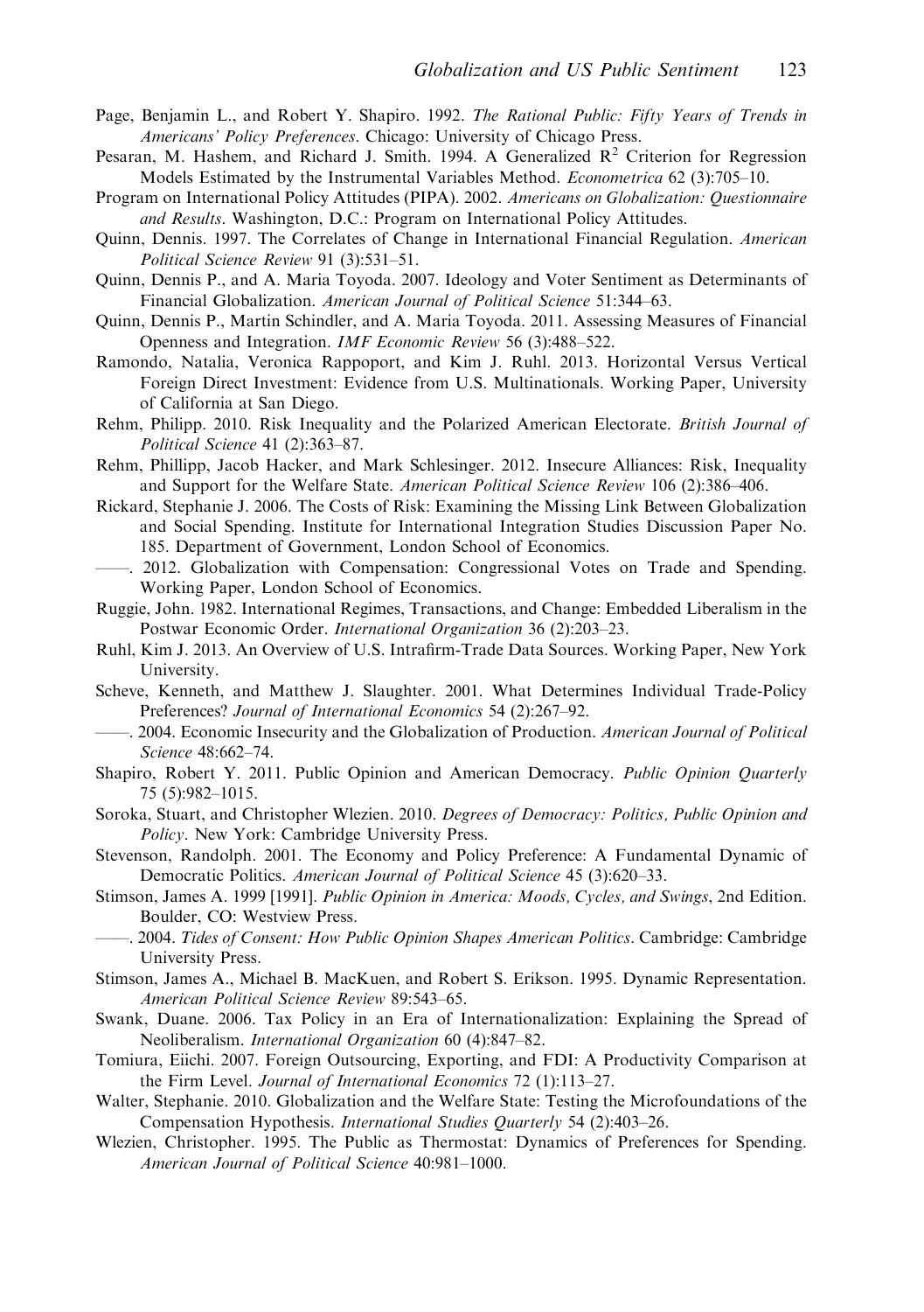Page, Benjamin L., and Robert Y. Shapiro. 1992. *The Rational Public: Fifty Years of Trends in Americans' Policy Preferences*. Chicago: University of Chicago Press.

Pesaran, M. Hashem, and Richard J. Smith. 1994. A Generalized $R^2$ Criterion for Regression Models Estimated by the Instrumental Variables Method. *Econometrica* 62 (3):705–10.

Program on International Policy Attitudes (PIPA). 2002. *Americans on Globalization: Questionnaire and Results*. Washington, D.C.: Program on International Policy Attitudes.

Quinn, Dennis. 1997. The Correlates of Change in International Financial Regulation. *American Political Science Review* 91 (3):531–51.

Quinn, Dennis P., and A. Maria Toyoda. 2007. Ideology and Voter Sentiment as Determinants of Financial Globalization. *American Journal of Political Science* 51:344–63.

Quinn, Dennis P., Martin Schindler, and A. Maria Toyoda. 2011. Assessing Measures of Financial Openness and Integration. *IMF Economic Review* 56 (3):488–522.

Ramondo, Natalia, Veronica Rappoport, and Kim J. Ruhl. 2013. Horizontal Versus Vertical Foreign Direct Investment: Evidence from U.S. Multinationals. Working Paper, University of California at San Diego.

Rehm, Philipp. 2010. Risk Inequality and the Polarized American Electorate. *British Journal of Political Science* 41 (2):363–87.

Rehm, Phillipp, Jacob Hacker, and Mark Schlesinger. 2012. Insecure Alliances: Risk, Inequality and Support for the Welfare State. *American Political Science Review* 106 (2):386–406.

Rickard, Stephanie J. 2006. The Costs of Risk: Examining the Missing Link Between Globalization and Social Spending. Institute for International Integration Studies Discussion Paper No. 185. Department of Government, London School of Economics.

——. 2012. Globalization with Compensation: Congressional Votes on Trade and Spending. Working Paper, London School of Economics.

Ruggie, John. 1982. International Regimes, Transactions, and Change: Embedded Liberalism in the Postwar Economic Order. *International Organization* 36 (2):203–23.

Ruhl, Kim J. 2013. An Overview of U.S. Intrafirm-Trade Data Sources. Working Paper, New York University.

Scheve, Kenneth, and Matthew J. Slaughter. 2001. What Determines Individual Trade-Policy Preferences? *Journal of International Economics* 54 (2):267–92.

——. 2004. Economic Insecurity and the Globalization of Production. *American Journal of Political Science* 48:662–74.

Shapiro, Robert Y. 2011. Public Opinion and American Democracy. *Public Opinion Quarterly* 75 (5):982–1015.

Soroka, Stuart, and Christopher Wlezien. 2010. *Degrees of Democracy: Politics, Public Opinion and Policy*. New York: Cambridge University Press.

Stevenson, Randolph. 2001. The Economy and Policy Preference: A Fundamental Dynamic of Democratic Politics. *American Journal of Political Science* 45 (3):620–33.

Stimson, James A. 1999 [1991]. *Public Opinion in America: Moods, Cycles, and Swings*, 2nd Edition. Boulder, CO: Westview Press.

——. 2004. *Tides of Consent: How Public Opinion Shapes American Politics*. Cambridge: Cambridge University Press.

Stimson, James A., Michael B. MacKuen, and Robert S. Erikson. 1995. Dynamic Representation. *American Political Science Review* 89:543–65.

Swank, Duane. 2006. Tax Policy in an Era of Internationalization: Explaining the Spread of Neoliberalism. *International Organization* 60 (4):847–82.

Tomiura, Eiichi. 2007. Foreign Outsourcing, Exporting, and FDI: A Productivity Comparison at the Firm Level. *Journal of International Economics* 72 (1):113–27.

Walter, Stephanie. 2010. Globalization and the Welfare State: Testing the Microfoundations of the Compensation Hypothesis. *International Studies Quarterly* 54 (2):403–26.

Wlezien, Christopher. 1995. The Public as Thermostat: Dynamics of Preferences for Spending. *American Journal of Political Science* 40:981–1000.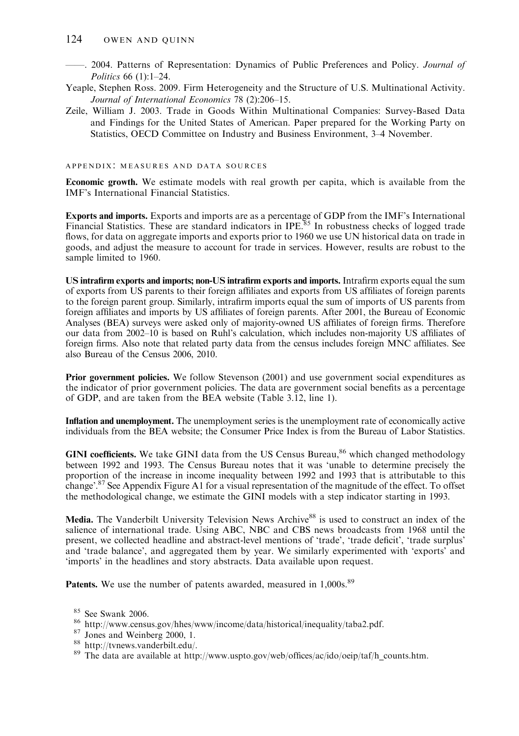——. 2004. Patterns of Representation: Dynamics of Public Preferences and Policy. *Journal of Politics* 66 (1):1–24.

Yeaple, Stephen Ross. 2009. Firm Heterogeneity and the Structure of U.S. Multinational Activity. *Journal of International Economics* 78 (2):206–15.

Zeile, William J. 2003. Trade in Goods Within Multinational Companies: Survey-Based Data and Findings for the United States of American. Paper prepared for the Working Party on Statistics, OECD Committee on Industry and Business Environment, 3–4 November.

## APPENDIX: MEASURES AND DATA SOURCES

**Economic growth.** We estimate models with real growth per capita, which is available from the IMF's International Financial Statistics.

**Exports and imports.** Exports and imports are as a percentage of GDP from the IMF's International Financial Statistics. These are standard indicators in IPE.[85] In robustness checks of logged trade flows, for data on aggregate imports and exports prior to 1960 we use UN historical data on trade in goods, and adjust the measure to account for trade in services. However, results are robust to the sample limited to 1960.

**US intrafirm exports and imports; non-US intrafirm exports and imports.** Intrafirm exports equal the sum of exports from US parents to their foreign affiliates and exports from US affiliates of foreign parents to the foreign parent group. Similarly, intrafirm imports equal the sum of imports of US parents from foreign affiliates and imports by US affiliates of foreign parents. After 2001, the Bureau of Economic Analyses (BEA) surveys were asked only of majority-owned US affiliates of foreign firms. Therefore our data from 2002–10 is based on Ruhl's calculation, which includes non-majority US affiliates of foreign firms. Also note that related party data from the census includes foreign MNC affiliates. See also Bureau of the Census 2006, 2010.

**Prior government policies.** We follow Stevenson (2001) and use government social expenditures as the indicator of prior government policies. The data are government social benefits as a percentage of GDP, and are taken from the BEA website (Table 3.12, line 1).

**Inflation and unemployment.** The unemployment series is the unemployment rate of economically active individuals from the BEA website; the Consumer Price Index is from the Bureau of Labor Statistics.

**GINI coefficients.** We take GINI data from the US Census Bureau,[86] which changed methodology between 1992 and 1993. The Census Bureau notes that it was 'unable to determine precisely the proportion of the increase in income inequality between 1992 and 1993 that is attributable to this change'.[87] See Appendix Figure A1 for a visual representation of the magnitude of the effect. To offset the methodological change, we estimate the GINI models with a step indicator starting in 1993.

**Media.** The Vanderbilt University Television News Archive[88] is used to construct an index of the salience of international trade. Using ABC, NBC and CBS news broadcasts from 1968 until the present, we collected headline and abstract-level mentions of 'trade', 'trade deficit', 'trade surplus' and 'trade balance', and aggregated them by year. We similarly experimented with 'exports' and 'imports' in the headlines and story abstracts. Data available upon request.

**Patents.** We use the number of patents awarded, measured in 1,000s.[89]

---

[85] See Swank 2006.

[86] http://www.census.gov/hhes/www/income/data/historical/inequality/taba2.pdf.

[87] Jones and Weinberg 2000, 1.

[88] http://tvnews.vanderbilt.edu/.

[89] The data are available at http://www.uspto.gov/web/offices/ac/ido/oeip/taf/h_counts.htm.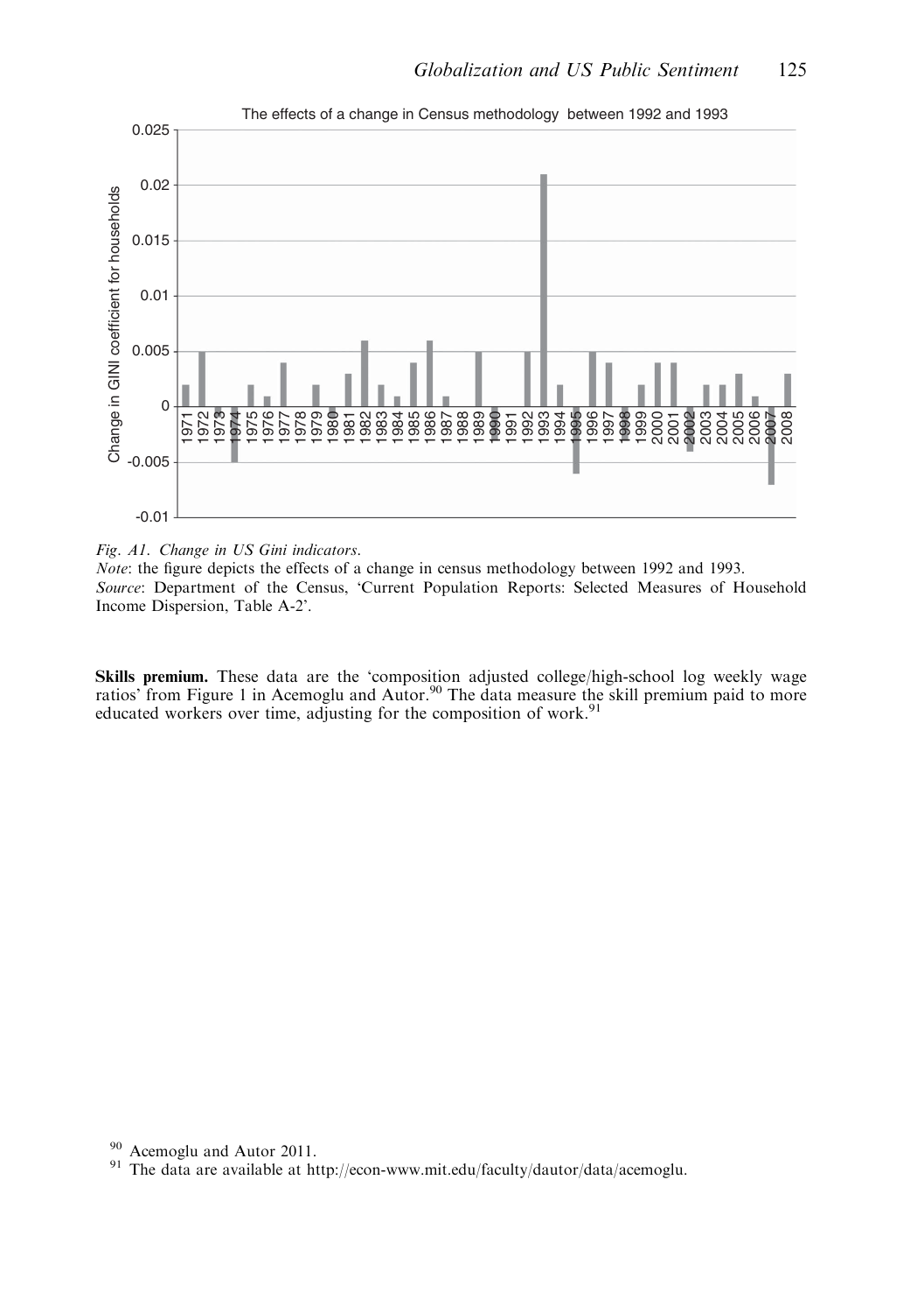The effects of a change in Census methodology between 1992 and 1993

Change in GINI coefficient for households

0.025
0.02
0.015
0.01
0.005
0
-0.005
-0.01

1971 1972 1973 1974 1975 1976 1977 1978 1979 1980 1981 1982 1983 1984 1985 1986 1987 1988 1989 1990 1991 1992 1993 1994 1995 1996 1997 1998 1999 2000 2001 2002 2003 2004 2005 2006 2007 2008

*Fig. A1. Change in US Gini indicators.*
*Note*: the figure depicts the effects of a change in census methodology between 1992 and 1993.
*Source*: Department of the Census, 'Current Population Reports: Selected Measures of Household Income Dispersion, Table A-2'.

**Skills premium.** These data are the 'composition adjusted college/high-school log weekly wage ratios' from Figure 1 in Acemoglu and Autor.[90] The data measure the skill premium paid to more educated workers over time, adjusting for the composition of work.[91]

[90] Acemoglu and Autor 2011.
[91] The data are available at http://econ-www.mit.edu/faculty/dautor/data/acemoglu.